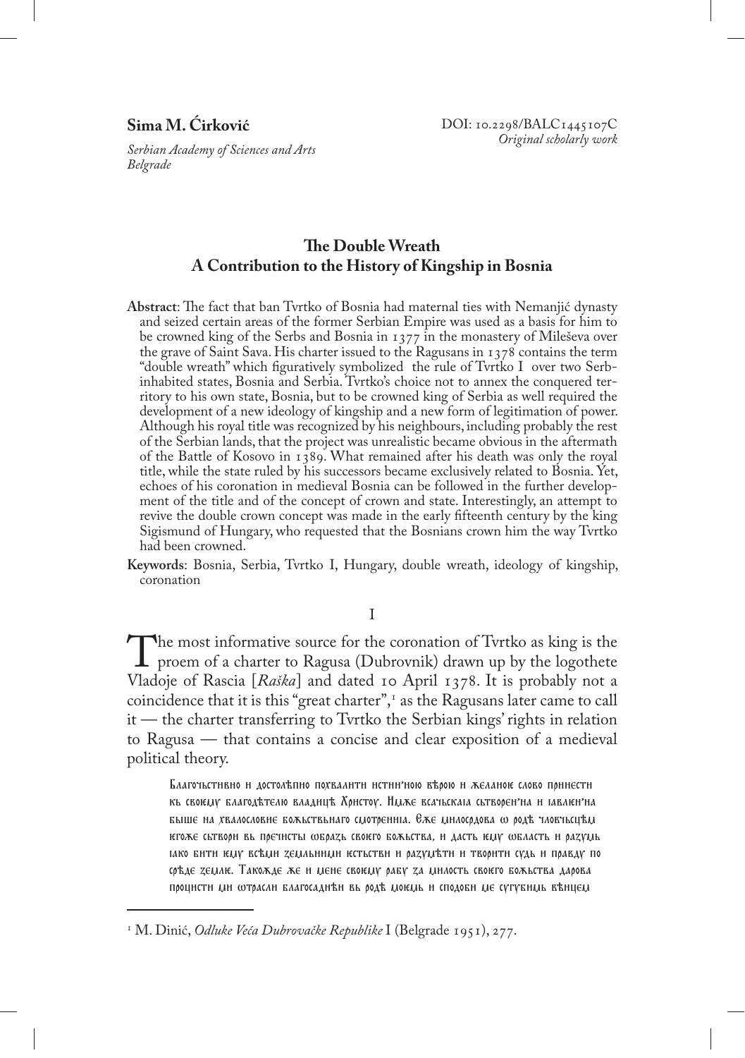**Sima M. Ćirković**

*Serbian Academy of Sciences and Arts*
*Belgrade*

DOI: 10.2298/BALC1445107C
*Original scholarly work*

# The Double Wreath
## A Contribution to the History of Kingship in Bosnia

**Abstract**: The fact that ban Tvrtko of Bosnia had maternal ties with Nemanjić dynasty and seized certain areas of the former Serbian Empire was used as a basis for him to be crowned king of the Serbs and Bosnia in 1377 in the monastery of Mileševa over the grave of Saint Sava. His charter issued to the Ragusans in 1378 contains the term "double wreath" which figuratively symbolized the rule of Tvrtko I over two Serb-inhabited states, Bosnia and Serbia. Tvrtko's choice not to annex the conquered territory to his own state, Bosnia, but to be crowned king of Serbia as well required the development of a new ideology of kingship and a new form of legitimation of power. Although his royal title was recognized by his neighbours, including probably the rest of the Serbian lands, that the project was unrealistic became obvious in the aftermath of the Battle of Kosovo in 1389. What remained after his death was only the royal title, while the state ruled by his successors became exclusively related to Bosnia. Yet, echoes of his coronation in medieval Bosnia can be followed in the further development of the title and of the concept of crown and state. Interestingly, an attempt to revive the double crown concept was made in the early fifteenth century by the king Sigismund of Hungary, who requested that the Bosnians crown him the way Tvrtko had been crowned.

**Keywords**: Bosnia, Serbia, Tvrtko I, Hungary, double wreath, ideology of kingship, coronation

## I

The most informative source for the coronation of Tvrtko as king is the proem of a charter to Ragusa (Dubrovnik) drawn up by the logothete Vladoje of Rascia [*Raška*] and dated 10 April 1378. It is probably not a coincidence that it is this "great charter",[1] as the Ragusans later came to call it — the charter transferring to Tvrtko the Serbian kings' rights in relation to Ragusa — that contains a concise and clear exposition of a medieval political theory.

> Благочьстиво и достолѣпно похвалити истин'ною вѣрою и желаное слово принести къ своѥму благодѣтелю владицѣ Христу. Иже всачьскаꙗ сътворен'на и ꙗвлен'на быше на хвалословие божьствьнаго смотрениꙗ. Еже милосрдова ѡ родѣ чловѣчьсцѣм ѥгоже сътвори вь пречисты ѡбразъ своѥго божьства, и дасть ѥму ѡбласть и разумь ꙗко бити ѥму всѣми земльними ѥстьстви и разумѣти и творити судь и правду по срѣдѣ землиѥ. Такожде же и мене своѥму рабу за милость своѥго божьства дарова процисти ми ѡтрасли благосаднѣи вь родѣ моѥмь и сподоби ме сугубимь вѣнцем

---

[1] M. Dinić, *Odluke Veća Dubrovačke Republike* I (Belgrade 1951), 277.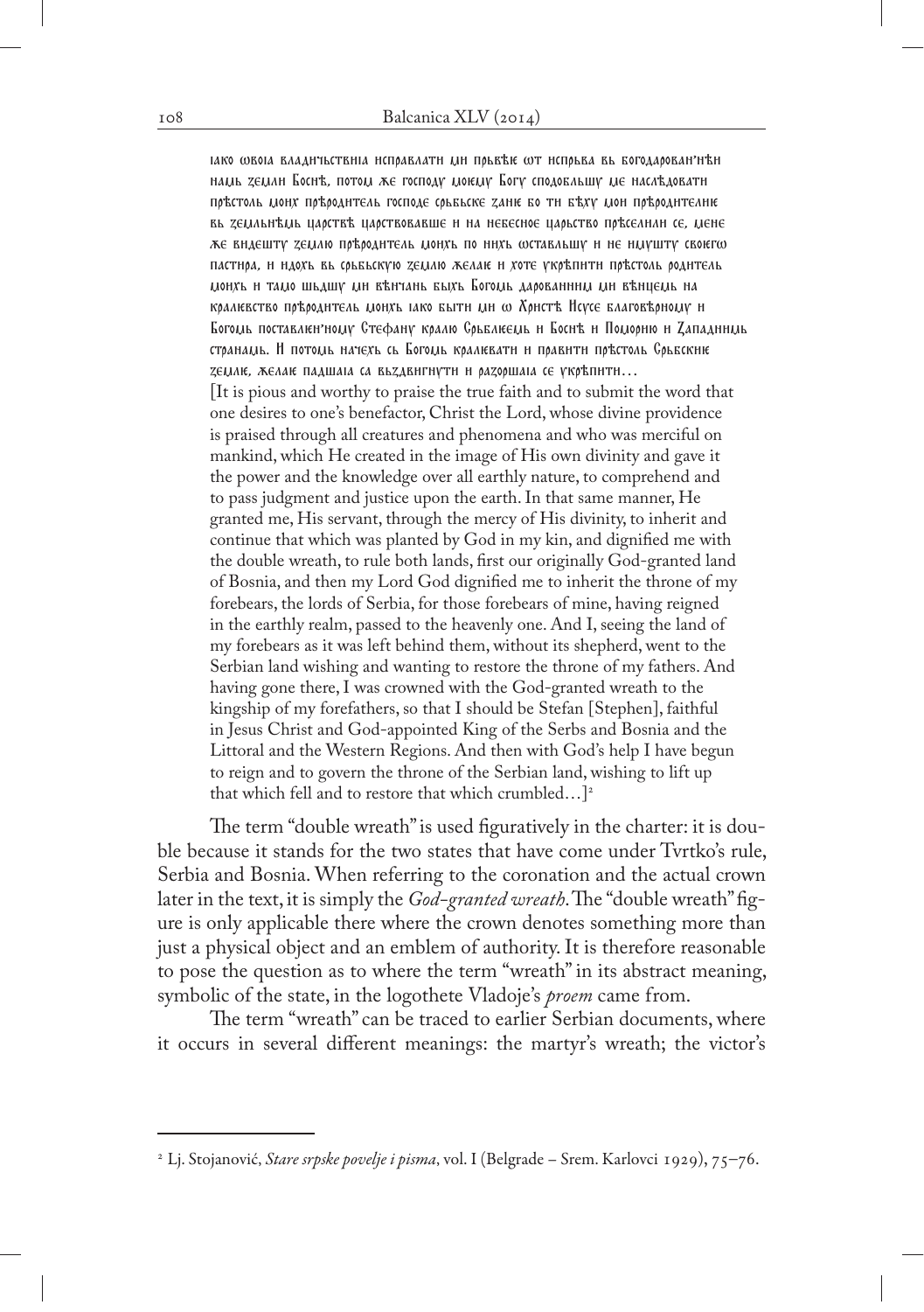ıако ѡвоıа владнчьствнıа нсправлатн мн прьвѣе ѡт нспрьва вь богодарованнѣн намь земли Боснѣ, потом же господу моему Богу сподобльшу ме наслѣдоватн прѣстоль моих прѣроднтель господе срьбьске зане бо тн вѣху мон прѣроднтелне вь земльнѣмь царствѣ царствовавше н на небесное царьство прѣселнлн се, мене же вндешту землю прѣроднтель монхь по нннхь ѡставльшу н не нмушту своегѡ пастнра, н ндохь вь срьбьскую землю желае н хоте укрѣпнтн прѣстоль роднтель монхь н тамо шьдшу мн вѣнчань бнхь Богомь дарованнıм мн вѣнцемь на кралıевство прѣроднтель монхь ıако бнтн мн ѡ Хрнстѣ Нсусе благовѣрному н Богомь поставлен'ному Стефану кралю Срьблıемь н Боснѣ н Поморню н Западннмь странамь. Н потомь начехь сь Богомь кралıеватн н правнтн прѣстоль Срьбскıне землıе, желае падшаıа са вьздвнгнутн н разоршаıа се укрѣпнтн…

[It is pious and worthy to praise the true faith and to submit the word that one desires to one's benefactor, Christ the Lord, whose divine providence is praised through all creatures and phenomena and who was merciful on mankind, which He created in the image of His own divinity and gave it the power and the knowledge over all earthly nature, to comprehend and to pass judgment and justice upon the earth. In that same manner, He granted me, His servant, through the mercy of His divinity, to inherit and continue that which was planted by God in my kin, and dignified me with the double wreath, to rule both lands, first our originally God-granted land of Bosnia, and then my Lord God dignified me to inherit the throne of my forebears, the lords of Serbia, for those forebears of mine, having reigned in the earthly realm, passed to the heavenly one. And I, seeing the land of my forebears as it was left behind them, without its shepherd, went to the Serbian land wishing and wanting to restore the throne of my fathers. And having gone there, I was crowned with the God-granted wreath to the kingship of my forefathers, so that I should be Stefan [Stephen], faithful in Jesus Christ and God-appointed King of the Serbs and Bosnia and the Littoral and the Western Regions. And then with God's help I have begun to reign and to govern the throne of the Serbian land, wishing to lift up that which fell and to restore that which crumbled…][2]

The term "double wreath" is used figuratively in the charter: it is double because it stands for the two states that have come under Tvrtko's rule, Serbia and Bosnia. When referring to the coronation and the actual crown later in the text, it is simply the *God-granted wreath*. The "double wreath" figure is only applicable there where the crown denotes something more than just a physical object and an emblem of authority. It is therefore reasonable to pose the question as to where the term "wreath" in its abstract meaning, symbolic of the state, in the logothete Vladoje's *proem* came from.

The term "wreath" can be traced to earlier Serbian documents, where it occurs in several different meanings: the martyr's wreath; the victor's

[2] Lj. Stojanović, *Stare srpske povelje i pisma*, vol. I (Belgrade – Srem. Karlovci 1929), 75–76.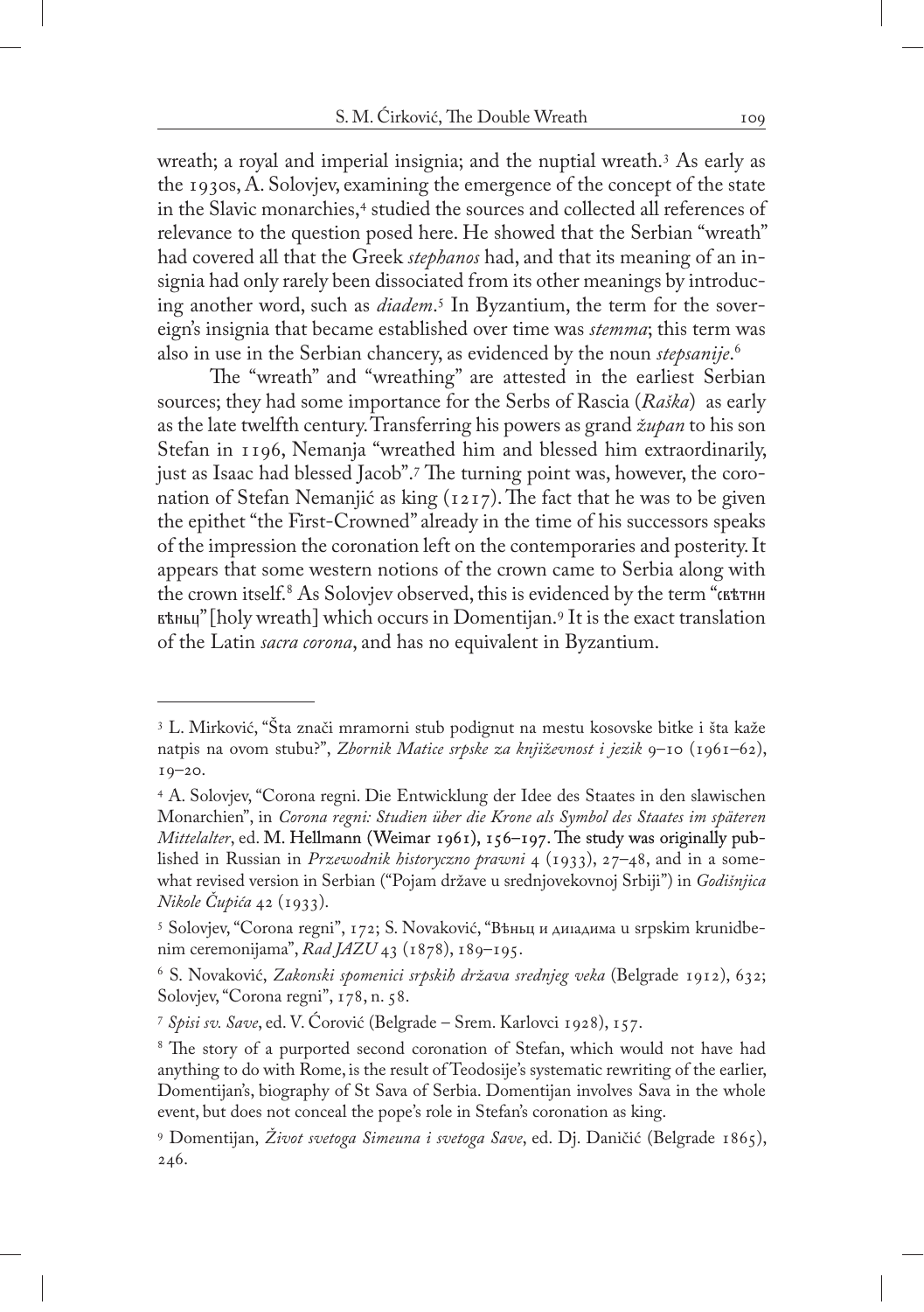wreath; a royal and imperial insignia; and the nuptial wreath.[3] As early as the 1930s, A. Solovjev, examining the emergence of the concept of the state in the Slavic monarchies,[4] studied the sources and collected all references of relevance to the question posed here. He showed that the Serbian "wreath" had covered all that the Greek *stephanos* had, and that its meaning of an insignia had only rarely been dissociated from its other meanings by introducing another word, such as *diadem*.[5] In Byzantium, the term for the sovereign's insignia that became established over time was *stemma*; this term was also in use in the Serbian chancery, as evidenced by the noun *stepsanije*.[6]

The "wreath" and "wreathing" are attested in the earliest Serbian sources; they had some importance for the Serbs of Rascia (*Raška*) as early as the late twelfth century. Transferring his powers as grand *župan* to his son Stefan in 1196, Nemanja "wreathed him and blessed him extraordinarily, just as Isaac had blessed Jacob".[7] The turning point was, however, the coronation of Stefan Nemanjić as king (1217). The fact that he was to be given the epithet "the First-Crowned" already in the time of his successors speaks of the impression the coronation left on the contemporaries and posterity. It appears that some western notions of the crown came to Serbia along with the crown itself.[8] As Solovjev observed, this is evidenced by the term "свѣтии вѣньц" [holy wreath] which occurs in Domentijan.[9] It is the exact translation of the Latin *sacra corona*, and has no equivalent in Byzantium.

---

[3] L. Mirković, "Šta znači mramorni stub podignut na mestu kosovske bitke i šta kaže natpis na ovom stubu?", *Zbornik Matice srpske za književnost i jezik* 9–10 (1961–62), 19–20.

[4] A. Solovjev, "Corona regni. Die Entwicklung der Idee des Staates in den slawischen Monarchien", in *Corona regni: Studien über die Krone als Symbol des Staates im späteren Mittelalter*, ed. M. Hellmann (Weimar 1961), 156–197. The study was originally published in Russian in *Przewodnik historyczno prawni* 4 (1933), 27–48, and in a somewhat revised version in Serbian ("Pojam države u srednjovekovnoj Srbiji") in *Godišnjica Nikole Čupića* 42 (1933).

[5] Solovjev, "Corona regni", 172; S. Novaković, "Вѣньц и диıадима u srpskim krunidbenim ceremonijama", *Rad JAZU* 43 (1878), 189–195.

[6] S. Novaković, *Zakonski spomenici srpskih država srednjeg veka* (Belgrade 1912), 632; Solovjev, "Corona regni", 178, n. 58.

[7] *Spisi sv. Save*, ed. V. Ćorović (Belgrade – Srem. Karlovci 1928), 157.

[8] The story of a purported second coronation of Stefan, which would not have had anything to do with Rome, is the result of Teodosije's systematic rewriting of the earlier, Domentijan's, biography of St Sava of Serbia. Domentijan involves Sava in the whole event, but does not conceal the pope's role in Stefan's coronation as king.

[9] Domentijan, *Život svetoga Simeuna i svetoga Save*, ed. Dj. Daničić (Belgrade 1865), 246.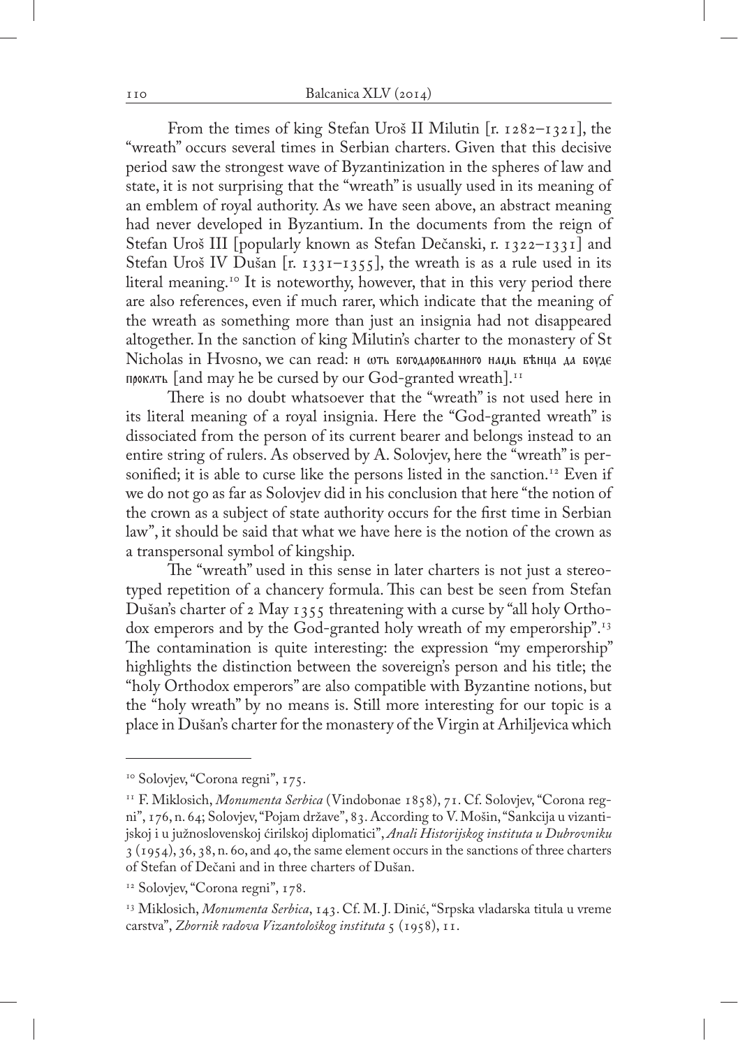From the times of king Stefan Uroš II Milutin [r. 1282–1321], the "wreath" occurs several times in Serbian charters. Given that this decisive period saw the strongest wave of Byzantinization in the spheres of law and state, it is not surprising that the "wreath" is usually used in its meaning of an emblem of royal authority. As we have seen above, an abstract meaning had never developed in Byzantium. In the documents from the reign of Stefan Uroš III [popularly known as Stefan Dečanski, r. 1322–1331] and Stefan Uroš IV Dušan [r. 1331–1355], the wreath is as a rule used in its literal meaning.[10] It is noteworthy, however, that in this very period there are also references, even if much rarer, which indicate that the meaning of the wreath as something more than just an insignia had not disappeared altogether. In the sanction of king Milutin's charter to the monastery of St Nicholas in Hvosno, we can read: и ѿть богодарованного нашь вѣнца да боуде проклть [and may he be cursed by our God-granted wreath].[11]

There is no doubt whatsoever that the "wreath" is not used here in its literal meaning of a royal insignia. Here the "God-granted wreath" is dissociated from the person of its current bearer and belongs instead to an entire string of rulers. As observed by A. Solovjev, here the "wreath" is personified; it is able to curse like the persons listed in the sanction.[12] Even if we do not go as far as Solovjev did in his conclusion that here "the notion of the crown as a subject of state authority occurs for the first time in Serbian law", it should be said that what we have here is the notion of the crown as a transpersonal symbol of kingship.

The "wreath" used in this sense in later charters is not just a stereotyped repetition of a chancery formula. This can best be seen from Stefan Dušan's charter of 2 May 1355 threatening with a curse by "all holy Orthodox emperors and by the God-granted holy wreath of my emperorship".[13] The contamination is quite interesting: the expression "my emperorship" highlights the distinction between the sovereign's person and his title; the "holy Orthodox emperors" are also compatible with Byzantine notions, but the "holy wreath" by no means is. Still more interesting for our topic is a place in Dušan's charter for the monastery of the Virgin at Arhiljevica which

---

[10] Solovjev, "Corona regni", 175.

[11] F. Miklosich, *Monumenta Serbica* (Vindobonae 1858), 71. Cf. Solovjev, "Corona regni", 176, n. 64; Solovjev, "Pojam države", 83. According to V. Mošin, "Sankcija u vizantijskoj i u južnoslovenskoj ćirilskoj diplomatici", *Anali Historijskog instituta u Dubrovniku* 3 (1954), 36, 38, n. 60, and 40, the same element occurs in the sanctions of three charters of Stefan of Dečani and in three charters of Dušan.

[12] Solovjev, "Corona regni", 178.

[13] Miklosich, *Monumenta Serbica*, 143. Cf. M. J. Dinić, "Srpska vladarska titula u vreme carstva", *Zbornik radova Vizantološkog instituta* 5 (1958), 11.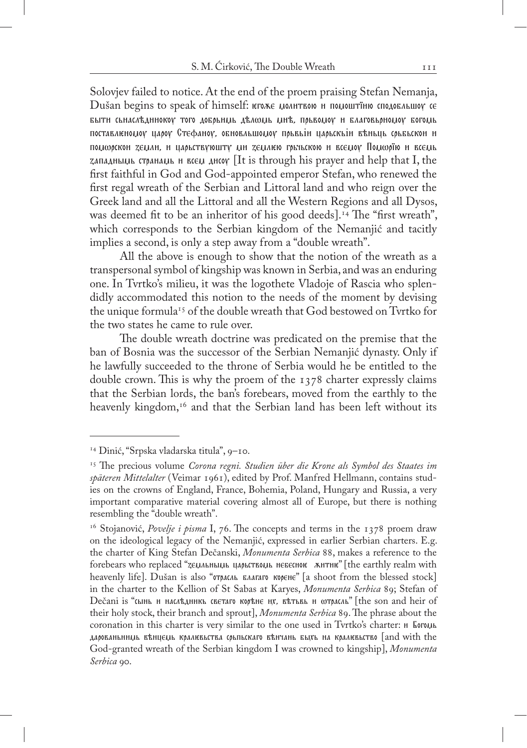Solovjev failed to notice. At the end of the proem praising Stefan Nemanja, Dušan begins to speak of himself: єгоже молитвою и помоштїю сподобльшоу се быти сьнаслѣдникоу того добрьнмь дѣломь мнѣ, прьвомоу и благовьрномоу богомь поставлѥномоу цароу Стефаноу, обновльшомоу прьвьи царьскьи вѣньць срьбьскои и поморскои земли, и царьствоуюштоу ми землѥю грьчьскою и всемоу Поморїю и всемь западнымь странамь и всем дисоу [It is through his prayer and help that I, the first faithful in God and God-appointed emperor Stefan, who renewed the first regal wreath of the Serbian and Littoral land and who reign over the Greek land and all the Littoral and all the Western Regions and all Dysos, was deemed fit to be an inheritor of his good deeds].[14] The "first wreath", which corresponds to the Serbian kingdom of the Nemanjić and tacitly implies a second, is only a step away from a "double wreath".

All the above is enough to show that the notion of the wreath as a transpersonal symbol of kingship was known in Serbia, and was an enduring one. In Tvrtko's milieu, it was the logothete Vladoje of Rascia who splendidly accommodated this notion to the needs of the moment by devising the unique formula[15] of the double wreath that God bestowed on Tvrtko for the two states he came to rule over.

The double wreath doctrine was predicated on the premise that the ban of Bosnia was the successor of the Serbian Nemanjić dynasty. Only if he lawfully succeeded to the throne of Serbia would he be entitled to the double crown. This is why the proem of the 1378 charter expressly claims that the Serbian lords, the ban's forebears, moved from the earthly to the heavenly kingdom,[16] and that the Serbian land has been left without its

---

[14] Dinić, "Srpska vladarska titula", 9–10.

[15] The precious volume *Corona regni. Studien über die Krone als Symbol des Staates im späteren Mittelalter* (Veimar 1961), edited by Prof. Manfred Hellmann, contains studies on the crowns of England, France, Bohemia, Poland, Hungary and Russia, a very important comparative material covering almost all of Europe, but there is nothing resembling the "double wreath".

[16] Stojanović, *Povelje i pisma* I, 76. The concepts and terms in the 1378 proem draw on the ideological legacy of the Nemanjić, expressed in earlier Serbian charters. E.g. the charter of King Stefan Dečanski, *Monumenta Serbica* 88, makes a reference to the forebears who replaced "земльнымь царьствомь небесноє житиє" [the earthly realm with heavenly life]. Dušan is also "отрасль благаго корене" [a shoot from the blessed stock] in the charter to the Kellion of St Sabas at Karyes, *Monumenta Serbica* 89; Stefan of Dečani is "сынь и наслѣдникь светаго корѣне их, вѣтьвь и отрасль" [the son and heir of their holy stock, their branch and sprout], *Monumenta Serbica* 89. The phrase about the coronation in this charter is very similar to the one used in Tvrtko's charter: и Богомь дарованьнимь вѣнцемь кралѥвьства срьпьскаго вѣнчань быхь на кралѥвьство [and with the God-granted wreath of the Serbian kingdom I was crowned to kingship], *Monumenta Serbica* 90.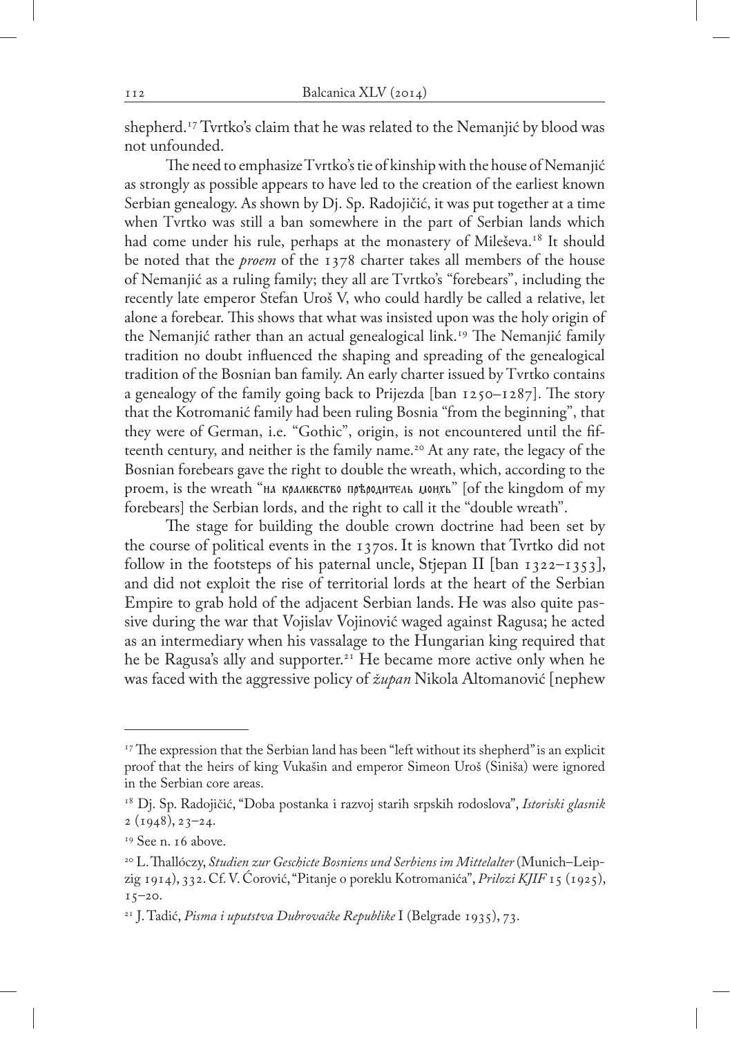shepherd.[17] Tvrtko's claim that he was related to the Nemanjić by blood was not unfounded.

The need to emphasize Tvrtko's tie of kinship with the house of Nemanjić as strongly as possible appears to have led to the creation of the earliest known Serbian genealogy. As shown by Dj. Sp. Radojičić, it was put together at a time when Tvrtko was still a ban somewhere in the part of Serbian lands which had come under his rule, perhaps at the monastery of Mileševa.[18] It should be noted that the *proem* of the 1378 charter takes all members of the house of Nemanjić as a ruling family; they all are Tvrtko's "forebears", including the recently late emperor Stefan Uroš V, who could hardly be called a relative, let alone a forebear. This shows that what was insisted upon was the holy origin of the Nemanjić rather than an actual genealogical link.[19] The Nemanjić family tradition no doubt influenced the shaping and spreading of the genealogical tradition of the Bosnian ban family. An early charter issued by Tvrtko contains a genealogy of the family going back to Prijezda [ban 1250–1287]. The story that the Kotromanić family had been ruling Bosnia "from the beginning", that they were of German, i.e. "Gothic", origin, is not encountered until the fifteenth century, and neither is the family name.[20] At any rate, the legacy of the Bosnian forebears gave the right to double the wreath, which, according to the proem, is the wreath "на кралѥвство прѣродитель монхь" [of the kingdom of my forebears] the Serbian lords, and the right to call it the "double wreath".

The stage for building the double crown doctrine had been set by the course of political events in the 1370s. It is known that Tvrtko did not follow in the footsteps of his paternal uncle, Stjepan II [ban 1322–1353], and did not exploit the rise of territorial lords at the heart of the Serbian Empire to grab hold of the adjacent Serbian lands. He was also quite passive during the war that Vojislav Vojinović waged against Ragusa; he acted as an intermediary when his vassalage to the Hungarian king required that he be Ragusa's ally and supporter.[21] He became more active only when he was faced with the aggressive policy of *župan* Nikola Altomanović [nephew

---

[17] The expression that the Serbian land has been "left without its shepherd" is an explicit proof that the heirs of king Vukašin and emperor Simeon Uroš (Siniša) were ignored in the Serbian core areas.

[18] Dj. Sp. Radojičić, "Doba postanka i razvoj starih srpskih rodoslova", *Istoriski glasnik* 2 (1948), 23–24.

[19] See n. 16 above.

[20] L. Thallóczy, *Studien zur Geschicte Bosniens und Serbiens im Mittelalter* (Munich–Leipzig 1914), 332. Cf. V. Ćorović, "Pitanje o poreklu Kotromanića", *Prilozi KJIF* 15 (1925), 15–20.

[21] J. Tadić, *Pisma i uputstva Dubrovačke Republike* I (Belgrade 1935), 73.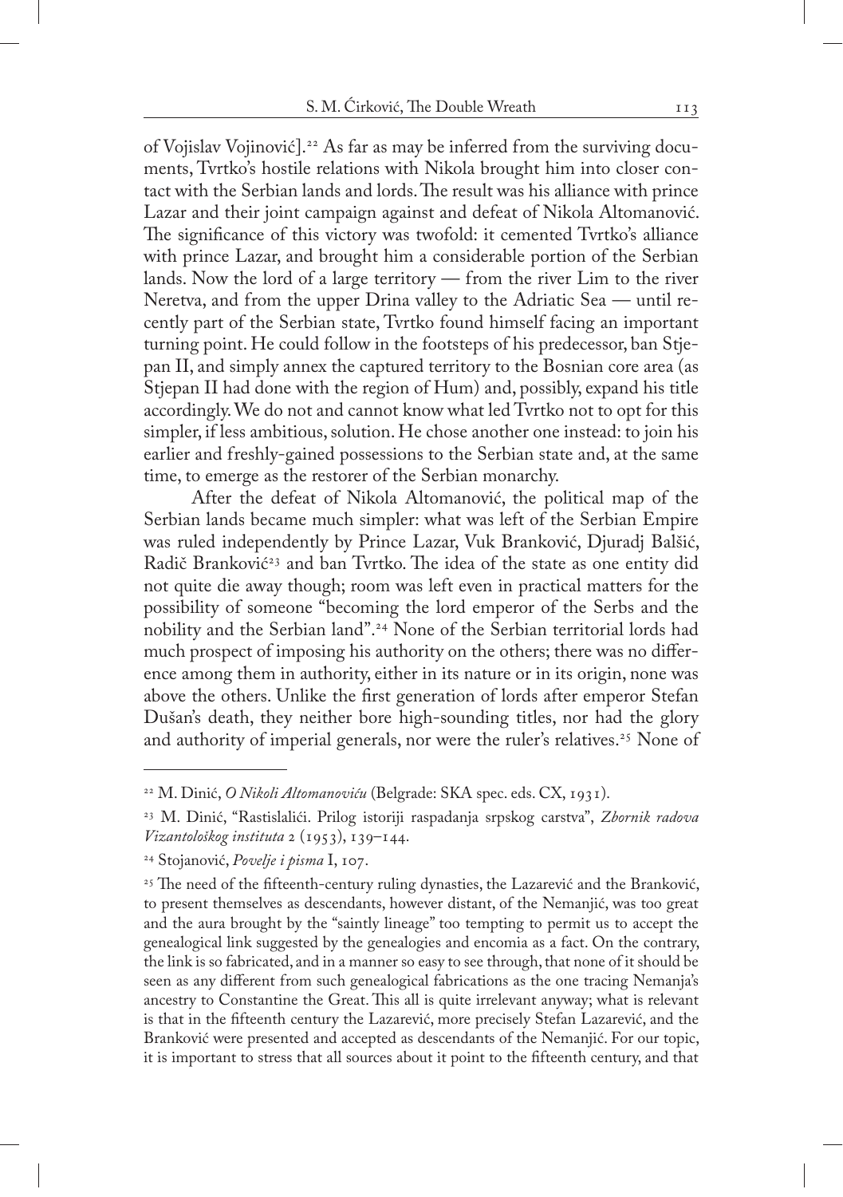of Vojislav Vojinović].[22] As far as may be inferred from the surviving documents, Tvrtko's hostile relations with Nikola brought him into closer contact with the Serbian lands and lords. The result was his alliance with prince Lazar and their joint campaign against and defeat of Nikola Altomanović. The significance of this victory was twofold: it cemented Tvrtko's alliance with prince Lazar, and brought him a considerable portion of the Serbian lands. Now the lord of a large territory — from the river Lim to the river Neretva, and from the upper Drina valley to the Adriatic Sea — until recently part of the Serbian state, Tvrtko found himself facing an important turning point. He could follow in the footsteps of his predecessor, ban Stjepan II, and simply annex the captured territory to the Bosnian core area (as Stjepan II had done with the region of Hum) and, possibly, expand his title accordingly. We do not and cannot know what led Tvrtko not to opt for this simpler, if less ambitious, solution. He chose another one instead: to join his earlier and freshly-gained possessions to the Serbian state and, at the same time, to emerge as the restorer of the Serbian monarchy.

After the defeat of Nikola Altomanović, the political map of the Serbian lands became much simpler: what was left of the Serbian Empire was ruled independently by Prince Lazar, Vuk Branković, Djuradj Balšić, Radič Branković[23] and ban Tvrtko. The idea of the state as one entity did not quite die away though; room was left even in practical matters for the possibility of someone "becoming the lord emperor of the Serbs and the nobility and the Serbian land".[24] None of the Serbian territorial lords had much prospect of imposing his authority on the others; there was no difference among them in authority, either in its nature or in its origin, none was above the others. Unlike the first generation of lords after emperor Stefan Dušan's death, they neither bore high-sounding titles, nor had the glory and authority of imperial generals, nor were the ruler's relatives.[25] None of

---

[22] M. Dinić, *O Nikoli Altomanoviću* (Belgrade: SKA spec. eds. CX, 1931).

[23] M. Dinić, "Rastislalići. Prilog istoriji raspadanja srpskog carstva", *Zbornik radova Vizantološkog instituta* 2 (1953), 139–144.

[24] Stojanović, *Povelje i pisma* I, 107.

[25] The need of the fifteenth-century ruling dynasties, the Lazarević and the Branković, to present themselves as descendants, however distant, of the Nemanjić, was too great and the aura brought by the "saintly lineage" too tempting to permit us to accept the genealogical link suggested by the genealogies and encomia as a fact. On the contrary, the link is so fabricated, and in a manner so easy to see through, that none of it should be seen as any different from such genealogical fabrications as the one tracing Nemanja's ancestry to Constantine the Great. This all is quite irrelevant anyway; what is relevant is that in the fifteenth century the Lazarević, more precisely Stefan Lazarević, and the Branković were presented and accepted as descendants of the Nemanjić. For our topic, it is important to stress that all sources about it point to the fifteenth century, and that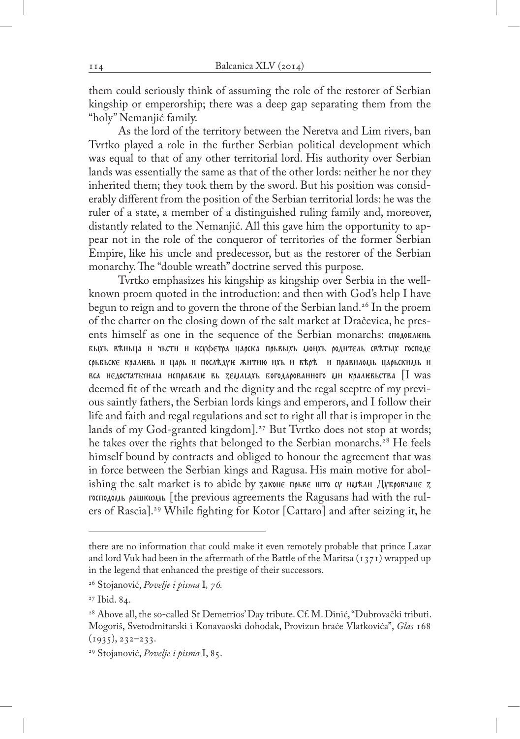them could seriously think of assuming the role of the restorer of Serbian kingship or emperorship; there was a deep gap separating them from the "holy" Nemanjić family.

As the lord of the territory between the Neretva and Lim rivers, ban Tvrtko played a role in the further Serbian political development which was equal to that of any other territorial lord. His authority over Serbian lands was essentially the same as that of the other lords: neither he nor they inherited them; they took them by the sword. But his position was considerably different from the position of the Serbian territorial lords: he was the ruler of a state, a member of a distinguished ruling family and, moreover, distantly related to the Nemanjić. All this gave him the opportunity to appear not in the role of the conqueror of territories of the former Serbian Empire, like his uncle and predecessor, but as the restorer of the Serbian monarchy. The "double wreath" doctrine served this purpose.

Tvrtko emphasizes his kingship as kingship over Serbia in the well-known proem quoted in the introduction: and then with God's help I have begun to reign and to govern the throne of the Serbian land.[26] In the proem of the charter on the closing down of the salt market at Dračevica, he presents himself as one in the sequence of the Serbian monarchs: сподоблюнь быхь вѣньца и чьсти и ксуфетра царска прьвыхь моихь родитель свѣтых господе срьбьске кралюв и царь и послѣдую житию ихь и вѣрѣ и правилом царьскимь и вса недостатычнаа исправлю вь земляхь богодарованного ми кралювьства [I was deemed fit of the wreath and the dignity and the regal sceptre of my previous saintly fathers, the Serbian lords kings and emperors, and I follow their life and faith and regal regulations and set to right all that is improper in the lands of my God-granted kingdom].[27] But Tvrtko does not stop at words; he takes over the rights that belonged to the Serbian monarchs.[28] He feels himself bound by contracts and obliged to honour the agreement that was in force between the Serbian kings and Ragusa. His main motive for abolishing the salt market is to abide by законе прьве што су имѣли Дуброване з господомь рашкомь [the previous agreements the Ragusans had with the rulers of Rascia].[29] While fighting for Kotor [Cattaro] and after seizing it, he

---

there are no information that could make it even remotely probable that prince Lazar and lord Vuk had been in the aftermath of the Battle of the Maritsa (1371) wrapped up in the legend that enhanced the prestige of their successors.

[26] Stojanović, *Povelje i pisma* I*, 76.*

[27] Ibid. 84.

[28] Above all, the so-called St Demetrios' Day tribute. Cf. M. Dinić, "Dubrovački tributi. Mogoriš, Svetodmitarski i Konavaoski dohodak, Provizun braće Vlatkovića", *Glas* 168 (1935), 232–233.

[29] Stojanović, *Povelje i pisma* I, 85.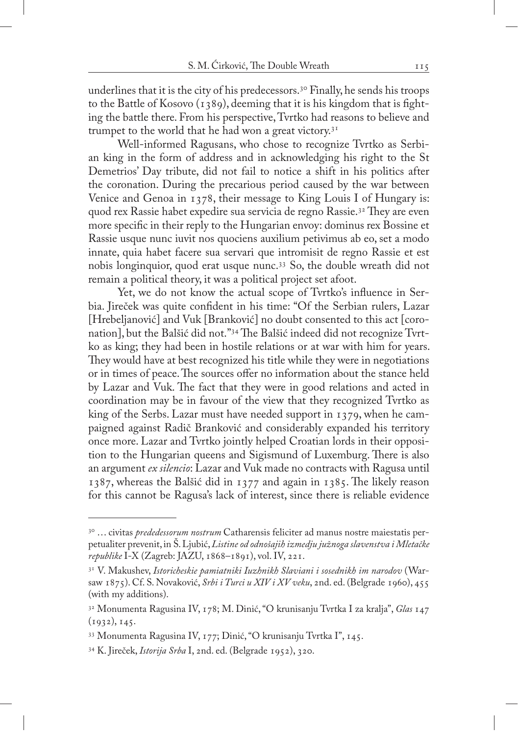underlines that it is the city of his predecessors.[30] Finally, he sends his troops to the Battle of Kosovo (1389), deeming that it is his kingdom that is fighting the battle there. From his perspective, Tvrtko had reasons to believe and trumpet to the world that he had won a great victory.[31]

Well-informed Ragusans, who chose to recognize Tvrtko as Serbian king in the form of address and in acknowledging his right to the St Demetrios' Day tribute, did not fail to notice a shift in his politics after the coronation. During the precarious period caused by the war between Venice and Genoa in 1378, their message to King Louis I of Hungary is: quod rex Rassie habet expedire sua servicia de regno Rassie.[32] They are even more specific in their reply to the Hungarian envoy: dominus rex Bossine et Rassie usque nunc iuvit nos quociens auxilium petivimus ab eo, set a modo innate, quia habet facere sua servari que intromisit de regno Rassie et est nobis longinquior, quod erat usque nunc.[33] So, the double wreath did not remain a political theory, it was a political project set afoot.

Yet, we do not know the actual scope of Tvrtko's influence in Serbia. Jireček was quite confident in his time: "Of the Serbian rulers, Lazar [Hrebeljanović] and Vuk [Branković] no doubt consented to this act [coronation], but the Balšić did not."[34] The Balšić indeed did not recognize Tvrtko as king; they had been in hostile relations or at war with him for years. They would have at best recognized his title while they were in negotiations or in times of peace. The sources offer no information about the stance held by Lazar and Vuk. The fact that they were in good relations and acted in coordination may be in favour of the view that they recognized Tvrtko as king of the Serbs. Lazar must have needed support in 1379, when he campaigned against Radič Branković and considerably expanded his territory once more. Lazar and Tvrtko jointly helped Croatian lords in their opposition to the Hungarian queens and Sigismund of Luxemburg. There is also an argument *ex silencio*: Lazar and Vuk made no contracts with Ragusa until 1387, whereas the Balšić did in 1377 and again in 1385. The likely reason for this cannot be Ragusa's lack of interest, since there is reliable evidence

---

[30] … civitas *predecessorum nostrum* Catharensis feliciter ad manus nostre maiestatis perpetualiter prevenit, in Š. Ljubić, *Listine od odnošajih izmedju južnoga slavenstva i Mletačke republike* I-X (Zagreb: JAZU, 1868–1891), vol. IV, 221.

[31] V. Makushev, *Istoricheskie pamiatniki Iuzhnikh Slaviani i sosednikh im narodov* (Warsaw 1875). Cf. S. Novaković, *Srbi i Turci u XIV i XV veku*, 2nd. ed. (Belgrade 1960), 455 (with my additions).

[32] Monumenta Ragusina IV, 178; M. Dinić, "O krunisanju Tvrtka I za kralja", *Glas* 147 (1932), 145.

[33] Monumenta Ragusina IV, 177; Dinić, "O krunisanju Tvrtka I", 145.

[34] K. Jireček, *Istorija Srba* I, 2nd. ed. (Belgrade 1952), 320.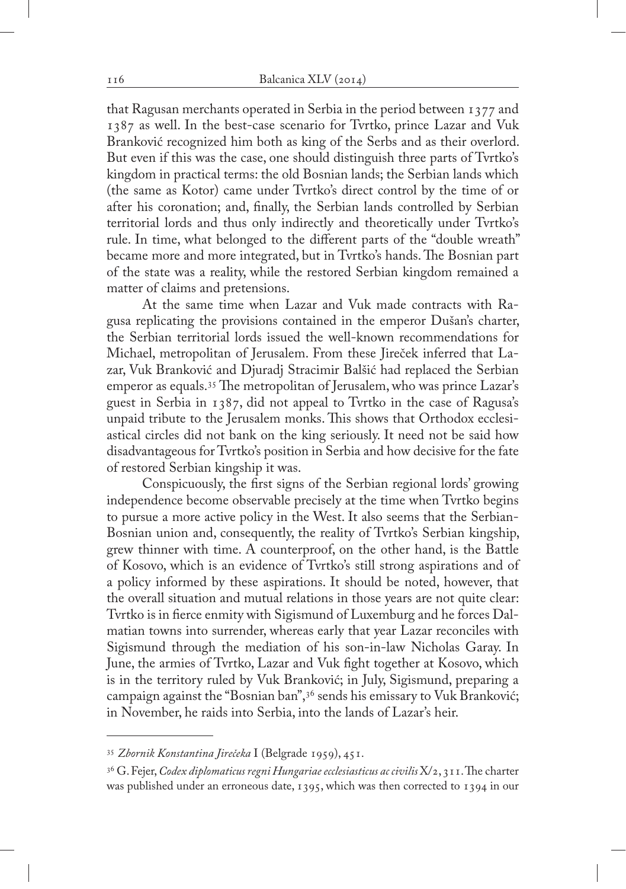that Ragusan merchants operated in Serbia in the period between 1377 and 1387 as well. In the best-case scenario for Tvrtko, prince Lazar and Vuk Branković recognized him both as king of the Serbs and as their overlord. But even if this was the case, one should distinguish three parts of Tvrtko's kingdom in practical terms: the old Bosnian lands; the Serbian lands which (the same as Kotor) came under Tvrtko's direct control by the time of or after his coronation; and, finally, the Serbian lands controlled by Serbian territorial lords and thus only indirectly and theoretically under Tvrtko's rule. In time, what belonged to the different parts of the "double wreath" became more and more integrated, but in Tvrtko's hands. The Bosnian part of the state was a reality, while the restored Serbian kingdom remained a matter of claims and pretensions.

At the same time when Lazar and Vuk made contracts with Ragusa replicating the provisions contained in the emperor Dušan's charter, the Serbian territorial lords issued the well-known recommendations for Michael, metropolitan of Jerusalem. From these Jireček inferred that Lazar, Vuk Branković and Djuradj Stracimir Balšić had replaced the Serbian emperor as equals.[35] The metropolitan of Jerusalem, who was prince Lazar's guest in Serbia in 1387, did not appeal to Tvrtko in the case of Ragusa's unpaid tribute to the Jerusalem monks. This shows that Orthodox ecclesiastical circles did not bank on the king seriously. It need not be said how disadvantageous for Tvrtko's position in Serbia and how decisive for the fate of restored Serbian kingship it was.

Conspicuously, the first signs of the Serbian regional lords' growing independence become observable precisely at the time when Tvrtko begins to pursue a more active policy in the West. It also seems that the Serbian-Bosnian union and, consequently, the reality of Tvrtko's Serbian kingship, grew thinner with time. A counterproof, on the other hand, is the Battle of Kosovo, which is an evidence of Tvrtko's still strong aspirations and of a policy informed by these aspirations. It should be noted, however, that the overall situation and mutual relations in those years are not quite clear: Tvrtko is in fierce enmity with Sigismund of Luxemburg and he forces Dalmatian towns into surrender, whereas early that year Lazar reconciles with Sigismund through the mediation of his son-in-law Nicholas Garay. In June, the armies of Tvrtko, Lazar and Vuk fight together at Kosovo, which is in the territory ruled by Vuk Branković; in July, Sigismund, preparing a campaign against the "Bosnian ban",[36] sends his emissary to Vuk Branković; in November, he raids into Serbia, into the lands of Lazar's heir.

---

[35] *Zbornik Konstantina Jirečeka* I (Belgrade 1959), 451.

[36] G. Fejer, *Codex diplomaticus regni Hungariae ecclesiasticus ac civilis* X/2, 311. The charter was published under an erroneous date, 1395, which was then corrected to 1394 in our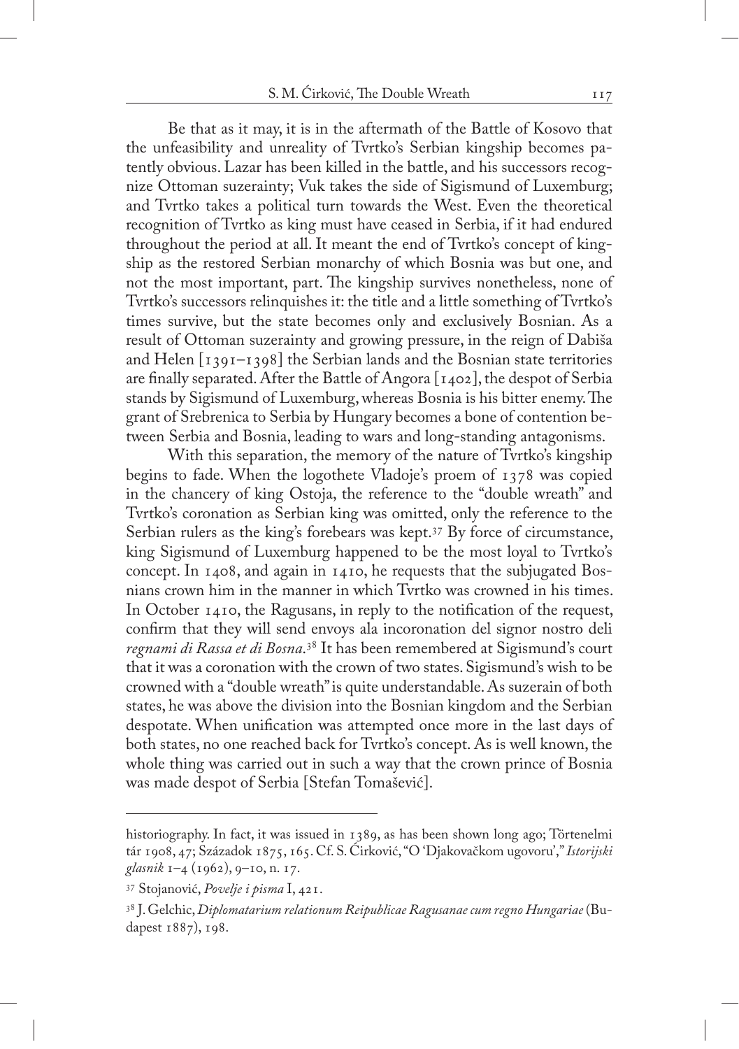Be that as it may, it is in the aftermath of the Battle of Kosovo that the unfeasibility and unreality of Tvrtko's Serbian kingship becomes patently obvious. Lazar has been killed in the battle, and his successors recognize Ottoman suzerainty; Vuk takes the side of Sigismund of Luxemburg; and Tvrtko takes a political turn towards the West. Even the theoretical recognition of Tvrtko as king must have ceased in Serbia, if it had endured throughout the period at all. It meant the end of Tvrtko's concept of kingship as the restored Serbian monarchy of which Bosnia was but one, and not the most important, part. The kingship survives nonetheless, none of Tvrtko's successors relinquishes it: the title and a little something of Tvrtko's times survive, but the state becomes only and exclusively Bosnian. As a result of Ottoman suzerainty and growing pressure, in the reign of Dabiša and Helen [1391–1398] the Serbian lands and the Bosnian state territories are finally separated. After the Battle of Angora [1402], the despot of Serbia stands by Sigismund of Luxemburg, whereas Bosnia is his bitter enemy. The grant of Srebrenica to Serbia by Hungary becomes a bone of contention between Serbia and Bosnia, leading to wars and long-standing antagonisms.

With this separation, the memory of the nature of Tvrtko's kingship begins to fade. When the logothete Vladoje's proem of 1378 was copied in the chancery of king Ostoja, the reference to the "double wreath" and Tvrtko's coronation as Serbian king was omitted, only the reference to the Serbian rulers as the king's forebears was kept.[37] By force of circumstance, king Sigismund of Luxemburg happened to be the most loyal to Tvrtko's concept. In 1408, and again in 1410, he requests that the subjugated Bosnians crown him in the manner in which Tvrtko was crowned in his times. In October 1410, the Ragusans, in reply to the notification of the request, confirm that they will send envoys ala incoronation del signor nostro deli *regnami di Rassa et di Bosna*.[38] It has been remembered at Sigismund's court that it was a coronation with the crown of two states. Sigismund's wish to be crowned with a "double wreath" is quite understandable. As suzerain of both states, he was above the division into the Bosnian kingdom and the Serbian despotate. When unification was attempted once more in the last days of both states, no one reached back for Tvrtko's concept. As is well known, the whole thing was carried out in such a way that the crown prince of Bosnia was made despot of Serbia [Stefan Tomašević].

---

historiography. In fact, it was issued in 1389, as has been shown long ago; Történelmi tár 1908, 47; Századok 1875, 165. Cf. S. Ćirković, "O 'Djakovačkom ugovoru'," *Istorijski glasnik* 1–4 (1962), 9–10, n. 17.

[37] Stojanović, *Povelje i pisma* I, 421.

[38] J. Gelchic, *Diplomatarium relationum Reipublicae Ragusanae cum regno Hungariae* (Budapest 1887), 198.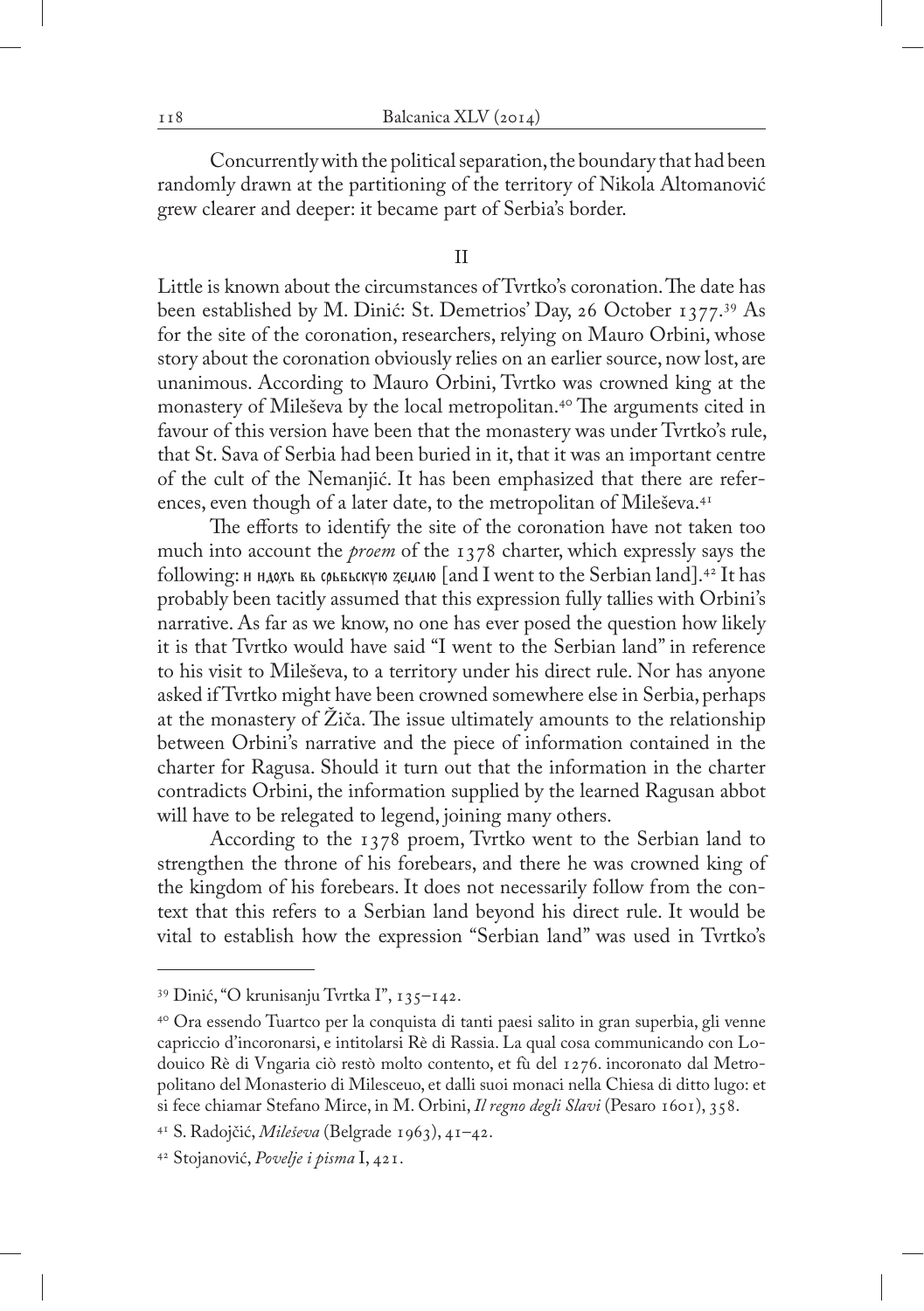Concurrently with the political separation, the boundary that had been randomly drawn at the partitioning of the territory of Nikola Altomanović grew clearer and deeper: it became part of Serbia's border.

## II

Little is known about the circumstances of Tvrtko's coronation. The date has been established by M. Dinić: St. Demetrios' Day, 26 October 1377.[39] As for the site of the coronation, researchers, relying on Mauro Orbini, whose story about the coronation obviously relies on an earlier source, now lost, are unanimous. According to Mauro Orbini, Tvrtko was crowned king at the monastery of Mileševa by the local metropolitan.[40] The arguments cited in favour of this version have been that the monastery was under Tvrtko's rule, that St. Sava of Serbia had been buried in it, that it was an important centre of the cult of the Nemanjić. It has been emphasized that there are references, even though of a later date, to the metropolitan of Mileševa.[41]

The efforts to identify the site of the coronation have not taken too much into account the *proem* of the 1378 charter, which expressly says the following: и идохь вь срьбьскую землю [and I went to the Serbian land].[42] It has probably been tacitly assumed that this expression fully tallies with Orbini's narrative. As far as we know, no one has ever posed the question how likely it is that Tvrtko would have said "I went to the Serbian land" in reference to his visit to Mileševa, to a territory under his direct rule. Nor has anyone asked if Tvrtko might have been crowned somewhere else in Serbia, perhaps at the monastery of Žiča. The issue ultimately amounts to the relationship between Orbini's narrative and the piece of information contained in the charter for Ragusa. Should it turn out that the information in the charter contradicts Orbini, the information supplied by the learned Ragusan abbot will have to be relegated to legend, joining many others.

According to the 1378 proem, Tvrtko went to the Serbian land to strengthen the throne of his forebears, and there he was crowned king of the kingdom of his forebears. It does not necessarily follow from the context that this refers to a Serbian land beyond his direct rule. It would be vital to establish how the expression "Serbian land" was used in Tvrtko's

---

[39] Dinić, "O krunisanju Tvrtka I", 135–142.

[40] Ora essendo Tuartco per la conquista di tanti paesi salito in gran superbia, gli venne capriccio d'incoronarsi, e intitolarsi Rè di Rassia. La qual cosa communicando con Lodouico Rè di Vngaria ciò restò molto contento, et fù del 1276. incoronato dal Metropolitano del Monasterio di Milesceuo, et dalli suoi monaci nella Chiesa di ditto lugo: et si fece chiamar Stefano Mirce, in M. Orbini, *Il regno degli Slavi* (Pesaro 1601), 358.

[41] S. Radojčić, *Mileševa* (Belgrade 1963), 41–42.

[42] Stojanović, *Povelje i pisma* I, 421.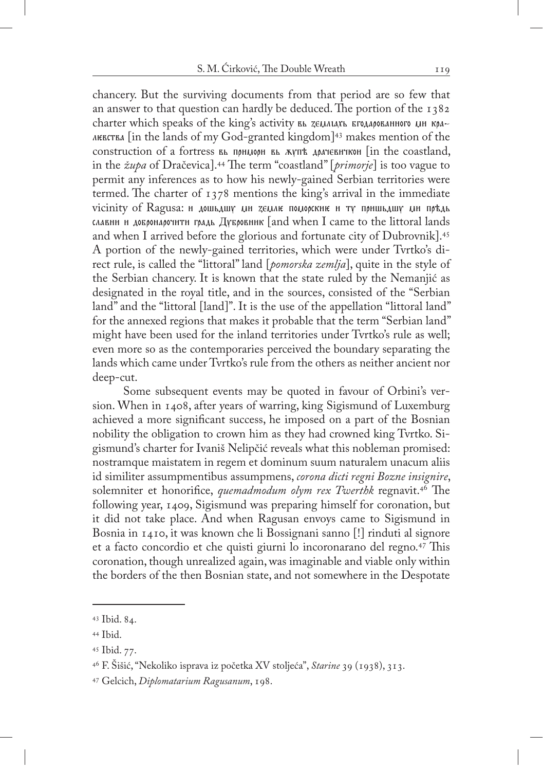chancery. But the surviving documents from that period are so few that an answer to that question can hardly be deduced. The portion of the 1382 charter which speaks of the king's activity вь земляхь богодарованного ми кралиевства [in the lands of my God-granted kingdom][43] makes mention of the construction of a fortress вь примори вь жупѣ драчевичкои [in the coastland, in the *župa* of Dračevica].[44] The term "coastland" [*primorje*] is too vague to permit any inferences as to how his newly-gained Serbian territories were termed. The charter of 1378 mentions the king's arrival in the immediate vicinity of Ragusa: и дошьдшу ми землие поморскине и ту пришьдшу ми прѣдь славни и доброначитни градь Дубровник [and when I came to the littoral lands and when I arrived before the glorious and fortunate city of Dubrovnik].[45] A portion of the newly-gained territories, which were under Tvrtko's direct rule, is called the "littoral" land [*pomorska zemlja*], quite in the style of the Serbian chancery. It is known that the state ruled by the Nemanjić as designated in the royal title, and in the sources, consisted of the "Serbian land" and the "littoral [land]". It is the use of the appellation "littoral land" for the annexed regions that makes it probable that the term "Serbian land" might have been used for the inland territories under Tvrtko's rule as well; even more so as the contemporaries perceived the boundary separating the lands which came under Tvrtko's rule from the others as neither ancient nor deep-cut.

Some subsequent events may be quoted in favour of Orbini's version. When in 1408, after years of warring, king Sigismund of Luxemburg achieved a more significant success, he imposed on a part of the Bosnian nobility the obligation to crown him as they had crowned king Tvrtko. Sigismund's charter for Ivaniš Nelipčić reveals what this nobleman promised: nostramque maistatem in regem et dominum suum naturalem unacum aliis id similiter assumpmentibus assumpmens, *corona dicti regni Bozne insignire*, solemniter et honorifice, *quemadmodum olym rex Twerthk* regnavit.[46] The following year, 1409, Sigismund was preparing himself for coronation, but it did not take place. And when Ragusan envoys came to Sigismund in Bosnia in 1410, it was known che li Bossignani sanno [!] rinduti al signore et a facto concordio et che quisti giurni lo incoronarano del regno.[47] This coronation, though unrealized again, was imaginable and viable only within the borders of the then Bosnian state, and not somewhere in the Despotate

---

[43] Ibid. 84.

[44] Ibid.

[45] Ibid. 77.

[46] F. Šišić, "Nekoliko isprava iz početka XV stoljeća", *Starine* 39 (1938), 313.

[47] Gelcich, *Diplomatarium Ragusanum*, 198.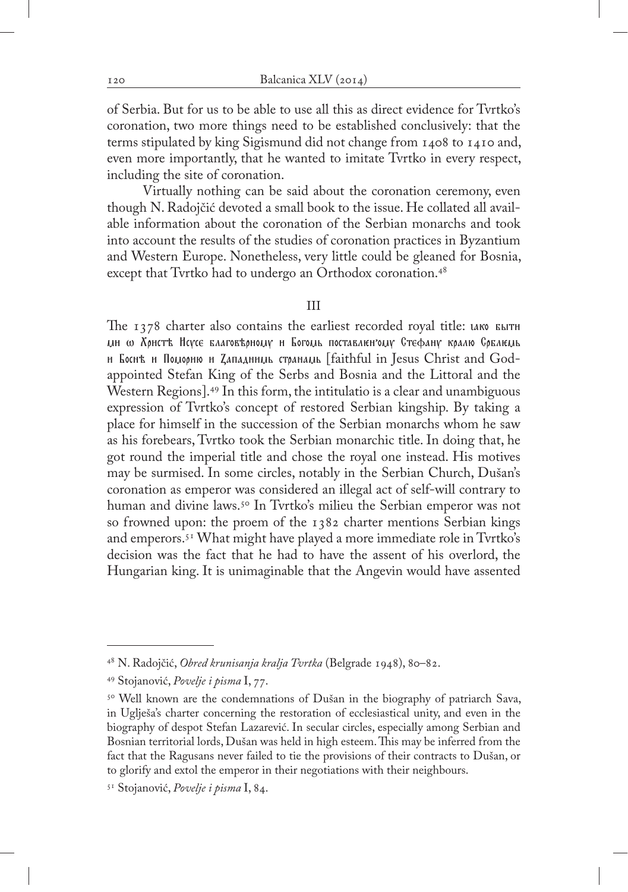of Serbia. But for us to be able to use all this as direct evidence for Tvrtko's coronation, two more things need to be established conclusively: that the terms stipulated by king Sigismund did not change from 1408 to 1410 and, even more importantly, that he wanted to imitate Tvrtko in every respect, including the site of coronation.

Virtually nothing can be said about the coronation ceremony, even though N. Radojčić devoted a small book to the issue. He collated all available information about the coronation of the Serbian monarchs and took into account the results of the studies of coronation practices in Byzantium and Western Europe. Nonetheless, very little could be gleaned for Bosnia, except that Tvrtko had to undergo an Orthodox coronation.[48]

## III

The 1378 charter also contains the earliest recorded royal title: ꙗко бытн мн ѡ Хрнстѣ Нсүсе благовѣрномү н Богомь поставлкн'омү Стефанү кралю Срблкмь н Боснѣ н Поморню н Западннмь странамь [faithful in Jesus Christ and God-appointed Stefan King of the Serbs and Bosnia and the Littoral and the Western Regions].[49] In this form, the intitulatio is a clear and unambiguous expression of Tvrtko's concept of restored Serbian kingship. By taking a place for himself in the succession of the Serbian monarchs whom he saw as his forebears, Tvrtko took the Serbian monarchic title. In doing that, he got round the imperial title and chose the royal one instead. His motives may be surmised. In some circles, notably in the Serbian Church, Dušan's coronation as emperor was considered an illegal act of self-will contrary to human and divine laws.[50] In Tvrtko's milieu the Serbian emperor was not so frowned upon: the proem of the 1382 charter mentions Serbian kings and emperors.[51] What might have played a more immediate role in Tvrtko's decision was the fact that he had to have the assent of his overlord, the Hungarian king. It is unimaginable that the Angevin would have assented

---

[48] N. Radojčić, *Obred krunisanja kralja Tvrtka* (Belgrade 1948), 80–82.

[49] Stojanović, *Povelje i pisma* I, 77.

[50] Well known are the condemnations of Dušan in the biography of patriarch Sava, in Uglješa's charter concerning the restoration of ecclesiastical unity, and even in the biography of despot Stefan Lazarević. In secular circles, especially among Serbian and Bosnian territorial lords, Dušan was held in high esteem. This may be inferred from the fact that the Ragusans never failed to tie the provisions of their contracts to Dušan, or to glorify and extol the emperor in their negotiations with their neighbours.

[51] Stojanović, *Povelje i pisma* I, 84.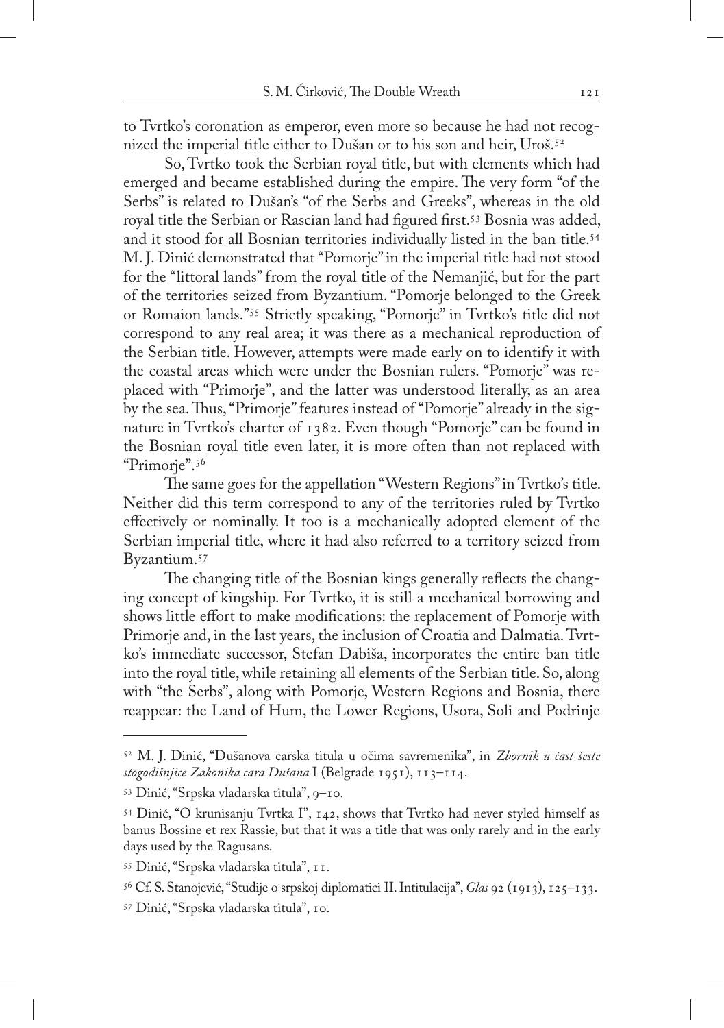to Tvrtko's coronation as emperor, even more so because he had not recognized the imperial title either to Dušan or to his son and heir, Uroš.[52]

So, Tvrtko took the Serbian royal title, but with elements which had emerged and became established during the empire. The very form "of the Serbs" is related to Dušan's "of the Serbs and Greeks", whereas in the old royal title the Serbian or Rascian land had figured first.[53] Bosnia was added, and it stood for all Bosnian territories individually listed in the ban title.[54] M. J. Dinić demonstrated that "Pomorje" in the imperial title had not stood for the "littoral lands" from the royal title of the Nemanjić, but for the part of the territories seized from Byzantium. "Pomorje belonged to the Greek or Romaion lands."[55] Strictly speaking, "Pomorje" in Tvrtko's title did not correspond to any real area; it was there as a mechanical reproduction of the Serbian title. However, attempts were made early on to identify it with the coastal areas which were under the Bosnian rulers. "Pomorje" was replaced with "Primorje", and the latter was understood literally, as an area by the sea. Thus, "Primorje" features instead of "Pomorje" already in the signature in Tvrtko's charter of 1382. Even though "Pomorje" can be found in the Bosnian royal title even later, it is more often than not replaced with "Primorje".[56]

The same goes for the appellation "Western Regions" in Tvrtko's title. Neither did this term correspond to any of the territories ruled by Tvrtko effectively or nominally. It too is a mechanically adopted element of the Serbian imperial title, where it had also referred to a territory seized from Byzantium.[57]

The changing title of the Bosnian kings generally reflects the changing concept of kingship. For Tvrtko, it is still a mechanical borrowing and shows little effort to make modifications: the replacement of Pomorje with Primorje and, in the last years, the inclusion of Croatia and Dalmatia. Tvrtko's immediate successor, Stefan Dabiša, incorporates the entire ban title into the royal title, while retaining all elements of the Serbian title. So, along with "the Serbs", along with Pomorje, Western Regions and Bosnia, there reappear: the Land of Hum, the Lower Regions, Usora, Soli and Podrinje

---

[52] M. J. Dinić, "Dušanova carska titula u očima savremenika", in *Zbornik u čast šeste stogodišnjice Zakonika cara Dušana* I (Belgrade 1951), 113–114.

[53] Dinić, "Srpska vladarska titula", 9–10.

[54] Dinić, "O krunisanju Tvrtka I", 142, shows that Tvrtko had never styled himself as banus Bossine et rex Rassie, but that it was a title that was only rarely and in the early days used by the Ragusans.

[55] Dinić, "Srpska vladarska titula", 11.

[56] Cf. S. Stanojević, "Studije o srpskoj diplomatici II. Intitulacija", *Glas* 92 (1913), 125–133.

[57] Dinić, "Srpska vladarska titula", 10.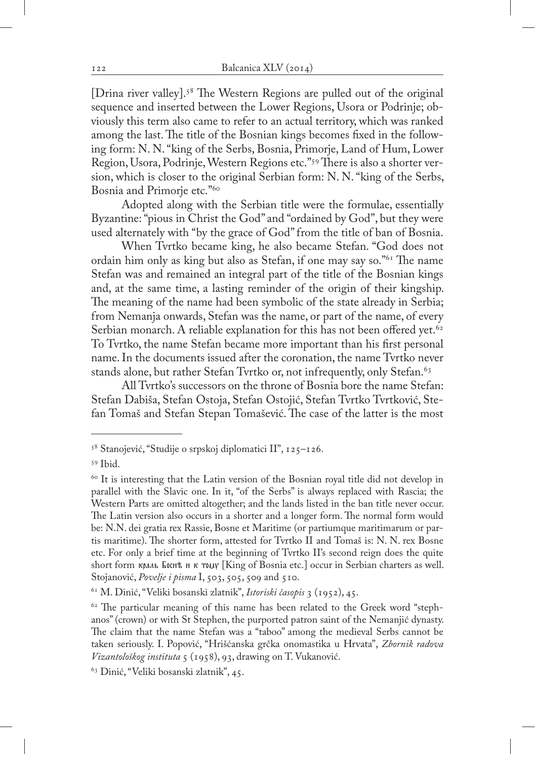[Drina river valley].[58] The Western Regions are pulled out of the original sequence and inserted between the Lower Regions, Usora or Podrinje; obviously this term also came to refer to an actual territory, which was ranked among the last. The title of the Bosnian kings becomes fixed in the following form: N. N. "king of the Serbs, Bosnia, Primorje, Land of Hum, Lower Region, Usora, Podrinje, Western Regions etc."[59] There is also a shorter version, which is closer to the original Serbian form: N. N. "king of the Serbs, Bosnia and Primorje etc."[60]

Adopted along with the Serbian title were the formulae, essentially Byzantine: "pious in Christ the God" and "ordained by God", but they were used alternately with "by the grace of God" from the title of ban of Bosnia.

When Tvrtko became king, he also became Stefan. "God does not ordain him only as king but also as Stefan, if one may say so."[61] The name Stefan was and remained an integral part of the title of the Bosnian kings and, at the same time, a lasting reminder of the origin of their kingship. The meaning of the name had been symbolic of the state already in Serbia; from Nemanja onwards, Stefan was the name, or part of the name, of every Serbian monarch. A reliable explanation for this has not been offered yet.[62] To Tvrtko, the name Stefan became more important than his first personal name. In the documents issued after the coronation, the name Tvrtko never stands alone, but rather Stefan Tvrtko or, not infrequently, only Stefan.[63]

All Tvrtko's successors on the throne of Bosnia bore the name Stefan: Stefan Dabiša, Stefan Ostoja, Stefan Ostojić, Stefan Tvrtko Tvrtković, Stefan Tomaš and Stefan Stepan Tomašević. The case of the latter is the most

---

[58] Stanojević, "Studije o srpskoj diplomatici II", 125–126.

[59] Ibid.

[60] It is interesting that the Latin version of the Bosnian royal title did not develop in parallel with the Slavic one. In it, "of the Serbs" is always replaced with Rascia; the Western Parts are omitted altogether; and the lands listed in the ban title never occur. The Latin version also occurs in a shorter and a longer form. The normal form would be: N.N. dei gratia rex Rassie, Bosne et Maritime (or partiumque maritimarum or partis maritime). The shorter form, attested for Tvrtko II and Tomaš is: N. N. rex Bosne etc. For only a brief time at the beginning of Tvrtko II's second reign does the quite short form краль Боснѣ и к тому [King of Bosnia etc.] occur in Serbian charters as well. Stojanović, *Povelje i pisma* I, 503, 505, 509 and 510.

[61] M. Dinić, "Veliki bosanski zlatnik", *Istoriski časopis* 3 (1952), 45.

[62] The particular meaning of this name has been related to the Greek word "stephanos" (crown) or with St Stephen, the purported patron saint of the Nemanjić dynasty. The claim that the name Stefan was a "taboo" among the medieval Serbs cannot be taken seriously. I. Popović, "Hrišćanska grčka onomastika u Hrvata", *Zbornik radova Vizantološkog instituta* 5 (1958), 93, drawing on T. Vukanović.

[63] Dinić, "Veliki bosanski zlatnik", 45.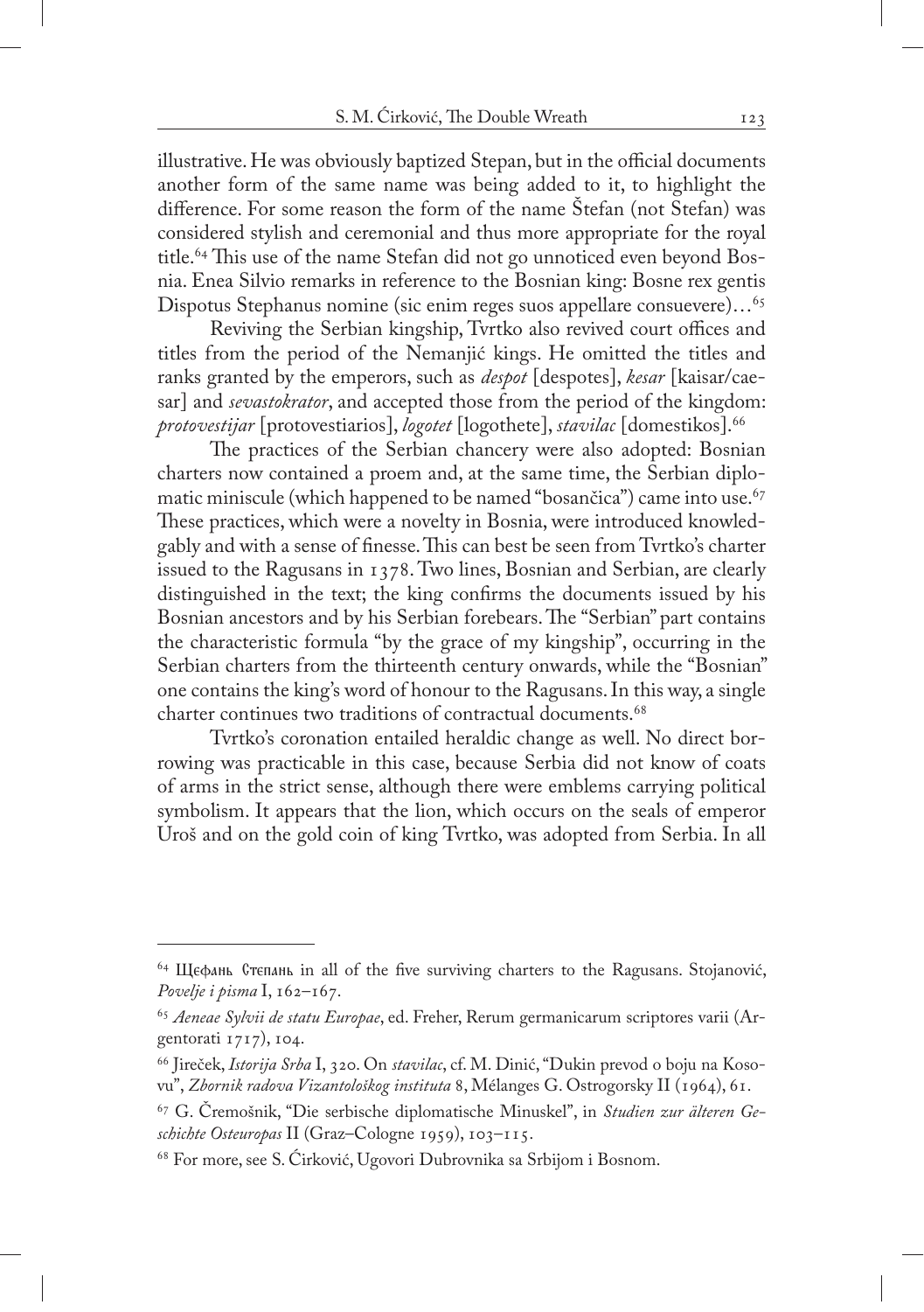illustrative. He was obviously baptized Stepan, but in the official documents another form of the same name was being added to it, to highlight the difference. For some reason the form of the name Štefan (not Stefan) was considered stylish and ceremonial and thus more appropriate for the royal title.[64] This use of the name Stefan did not go unnoticed even beyond Bosnia. Enea Silvio remarks in reference to the Bosnian king: Bosne rex gentis Dispotus Stephanus nomine (sic enim reges suos appellare consuevere)…[65]

Reviving the Serbian kingship, Tvrtko also revived court offices and titles from the period of the Nemanjić kings. He omitted the titles and ranks granted by the emperors, such as *despot* [despotes], *kesar* [kaisar/caesar] and *sevastokrator*, and accepted those from the period of the kingdom: *protovestijar* [protovestiarios], *logotet* [logothete], *stavilac* [domestikos].[66]

The practices of the Serbian chancery were also adopted: Bosnian charters now contained a proem and, at the same time, the Serbian diplomatic miniscule (which happened to be named "bosančica") came into use.[67] These practices, which were a novelty in Bosnia, were introduced knowledgably and with a sense of finesse. This can best be seen from Tvrtko's charter issued to the Ragusans in 1378. Two lines, Bosnian and Serbian, are clearly distinguished in the text; the king confirms the documents issued by his Bosnian ancestors and by his Serbian forebears. The "Serbian" part contains the characteristic formula "by the grace of my kingship", occurring in the Serbian charters from the thirteenth century onwards, while the "Bosnian" one contains the king's word of honour to the Ragusans. In this way, a single charter continues two traditions of contractual documents.[68]

Tvrtko's coronation entailed heraldic change as well. No direct borrowing was practicable in this case, because Serbia did not know of coats of arms in the strict sense, although there were emblems carrying political symbolism. It appears that the lion, which occurs on the seals of emperor Uroš and on the gold coin of king Tvrtko, was adopted from Serbia. In all

---

[64] Щефань Степань in all of the five surviving charters to the Ragusans. Stojanović, *Povelje i pisma* I, 162–167.

[65] *Aeneae Sylvii de statu Europae*, ed. Freher, Rerum germanicarum scriptores varii (Argentorati 1717), 104.

[66] Jireček, *Istorija Srba* I, 320. On *stavilac*, cf. M. Dinić, "Dukin prevod o boju na Kosovu", *Zbornik radova Vizantološkog instituta* 8, Mélanges G. Ostrogorsky II (1964), 61.

[67] G. Čremošnik, "Die serbische diplomatische Minuskel", in *Studien zur älteren Geschichte Osteuropas* II (Graz–Cologne 1959), 103–115.

[68] For more, see S. Ćirković, Ugovori Dubrovnika sa Srbijom i Bosnom.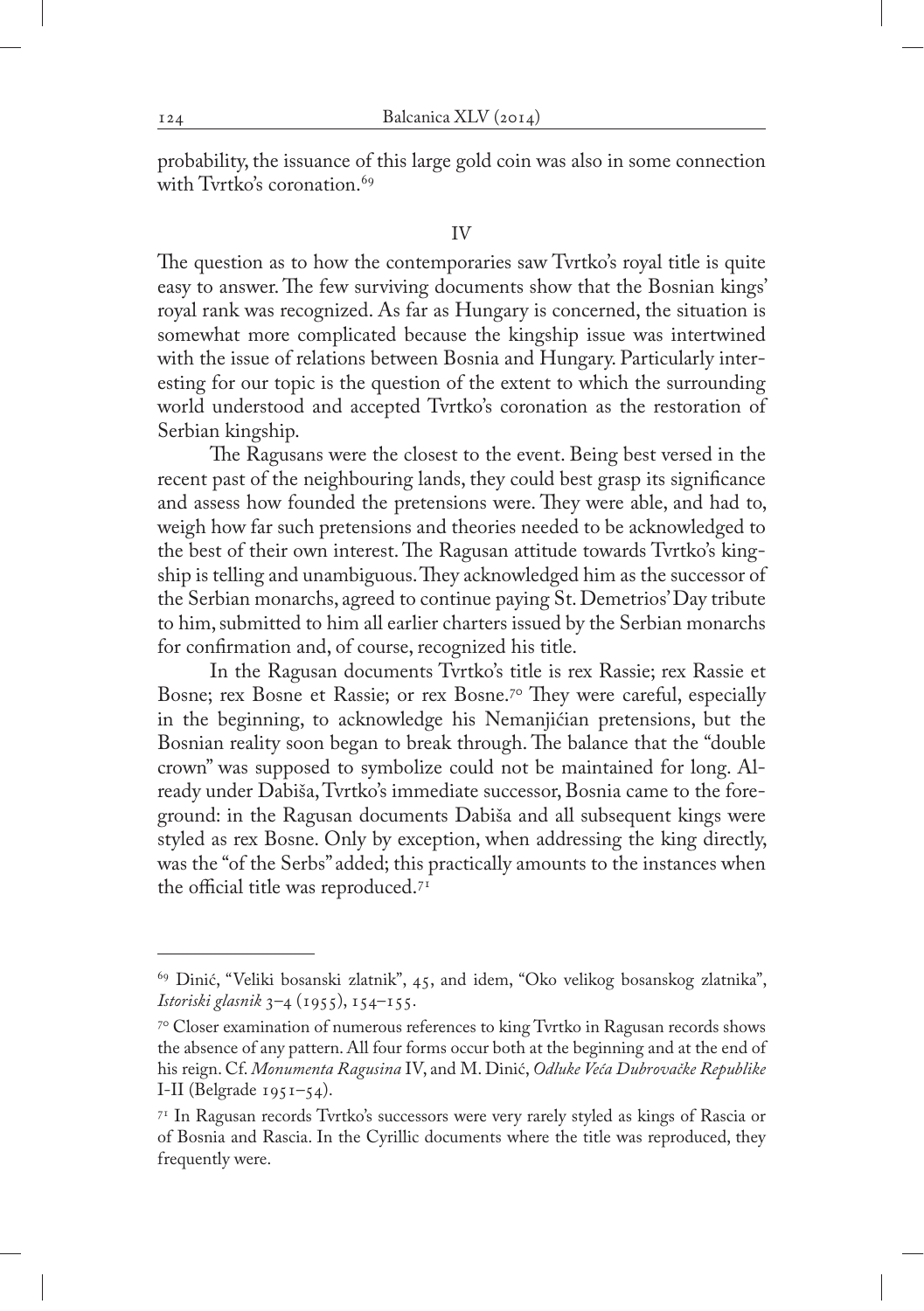probability, the issuance of this large gold coin was also in some connection with Tvrtko's coronation.[69]

## IV

The question as to how the contemporaries saw Tvrtko's royal title is quite easy to answer. The few surviving documents show that the Bosnian kings' royal rank was recognized. As far as Hungary is concerned, the situation is somewhat more complicated because the kingship issue was intertwined with the issue of relations between Bosnia and Hungary. Particularly interesting for our topic is the question of the extent to which the surrounding world understood and accepted Tvrtko's coronation as the restoration of Serbian kingship.

The Ragusans were the closest to the event. Being best versed in the recent past of the neighbouring lands, they could best grasp its significance and assess how founded the pretensions were. They were able, and had to, weigh how far such pretensions and theories needed to be acknowledged to the best of their own interest. The Ragusan attitude towards Tvrtko's kingship is telling and unambiguous. They acknowledged him as the successor of the Serbian monarchs, agreed to continue paying St. Demetrios' Day tribute to him, submitted to him all earlier charters issued by the Serbian monarchs for confirmation and, of course, recognized his title.

In the Ragusan documents Tvrtko's title is rex Rassie; rex Rassie et Bosne; rex Bosne et Rassie; or rex Bosne.[70] They were careful, especially in the beginning, to acknowledge his Nemanjićian pretensions, but the Bosnian reality soon began to break through. The balance that the "double crown" was supposed to symbolize could not be maintained for long. Already under Dabiša, Tvrtko's immediate successor, Bosnia came to the foreground: in the Ragusan documents Dabiša and all subsequent kings were styled as rex Bosne. Only by exception, when addressing the king directly, was the "of the Serbs" added; this practically amounts to the instances when the official title was reproduced.[71]

---

[69] Dinić, "Veliki bosanski zlatnik", 45, and idem, "Oko velikog bosanskog zlatnika", *Istoriski glasnik* 3–4 (1955), 154–155.

[70] Closer examination of numerous references to king Tvrtko in Ragusan records shows the absence of any pattern. All four forms occur both at the beginning and at the end of his reign. Cf. *Monumenta Ragusina* IV, and M. Dinić, *Odluke Veća Dubrovačke Republike* I-II (Belgrade 1951–54).

[71] In Ragusan records Tvrtko's successors were very rarely styled as kings of Rascia or of Bosnia and Rascia. In the Cyrillic documents where the title was reproduced, they frequently were.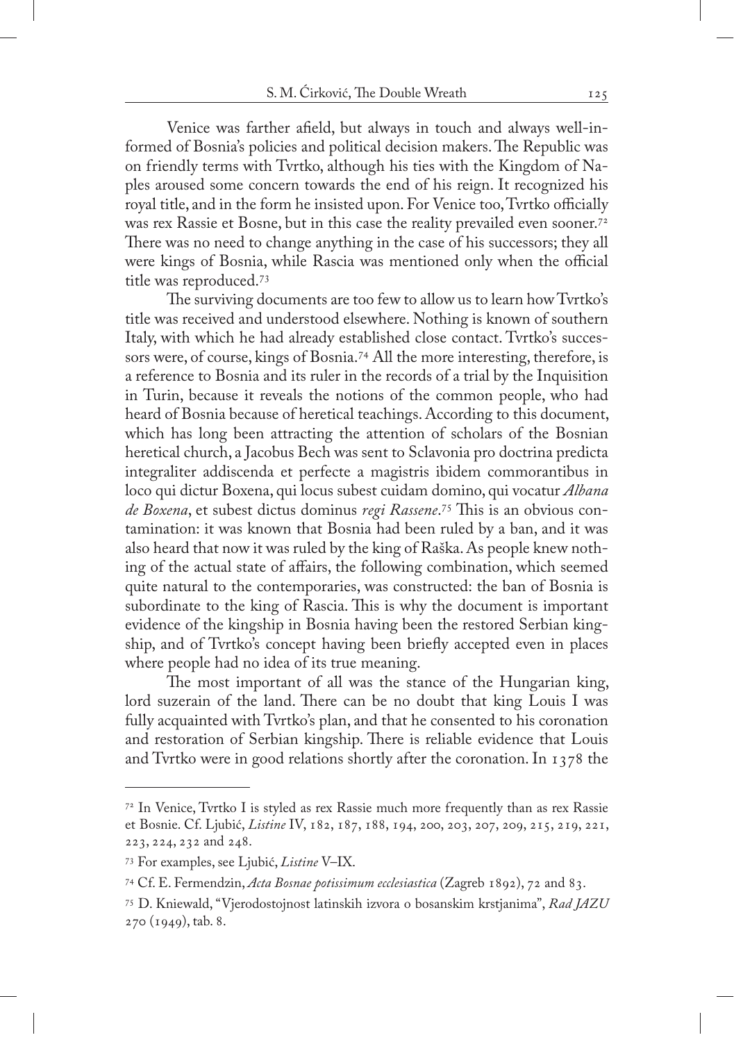Venice was farther afield, but always in touch and always well-informed of Bosnia's policies and political decision makers. The Republic was on friendly terms with Tvrtko, although his ties with the Kingdom of Naples aroused some concern towards the end of his reign. It recognized his royal title, and in the form he insisted upon. For Venice too, Tvrtko officially was rex Rassie et Bosne, but in this case the reality prevailed even sooner.[72] There was no need to change anything in the case of his successors; they all were kings of Bosnia, while Rascia was mentioned only when the official title was reproduced.[73]

The surviving documents are too few to allow us to learn how Tvrtko's title was received and understood elsewhere. Nothing is known of southern Italy, with which he had already established close contact. Tvrtko's successors were, of course, kings of Bosnia.[74] All the more interesting, therefore, is a reference to Bosnia and its ruler in the records of a trial by the Inquisition in Turin, because it reveals the notions of the common people, who had heard of Bosnia because of heretical teachings. According to this document, which has long been attracting the attention of scholars of the Bosnian heretical church, a Jacobus Bech was sent to Sclavonia pro doctrina predicta integraliter addiscenda et perfecte a magistris ibidem commorantibus in loco qui dictur Boxena, qui locus subest cuidam domino, qui vocatur *Albana de Boxena*, et subest dictus dominus *regi Rassene*.[75] This is an obvious contamination: it was known that Bosnia had been ruled by a ban, and it was also heard that now it was ruled by the king of Raška. As people knew nothing of the actual state of affairs, the following combination, which seemed quite natural to the contemporaries, was constructed: the ban of Bosnia is subordinate to the king of Rascia. This is why the document is important evidence of the kingship in Bosnia having been the restored Serbian kingship, and of Tvrtko's concept having been briefly accepted even in places where people had no idea of its true meaning.

The most important of all was the stance of the Hungarian king, lord suzerain of the land. There can be no doubt that king Louis I was fully acquainted with Tvrtko's plan, and that he consented to his coronation and restoration of Serbian kingship. There is reliable evidence that Louis and Tvrtko were in good relations shortly after the coronation. In 1378 the

---

[72] In Venice, Tvrtko I is styled as rex Rassie much more frequently than as rex Rassie et Bosnie. Cf. Ljubić, *Listine* IV, 182, 187, 188, 194, 200, 203, 207, 209, 215, 219, 221, 223, 224, 232 and 248.

[73] For examples, see Ljubić, *Listine* V–IX.

[74] Cf. E. Fermendzin, *Acta Bosnae potissimum ecclesiastica* (Zagreb 1892), 72 and 83.

[75] D. Kniewald, "Vjerodostojnost latinskih izvora o bosanskim krstjanima", *Rad JAZU* 270 (1949), tab. 8.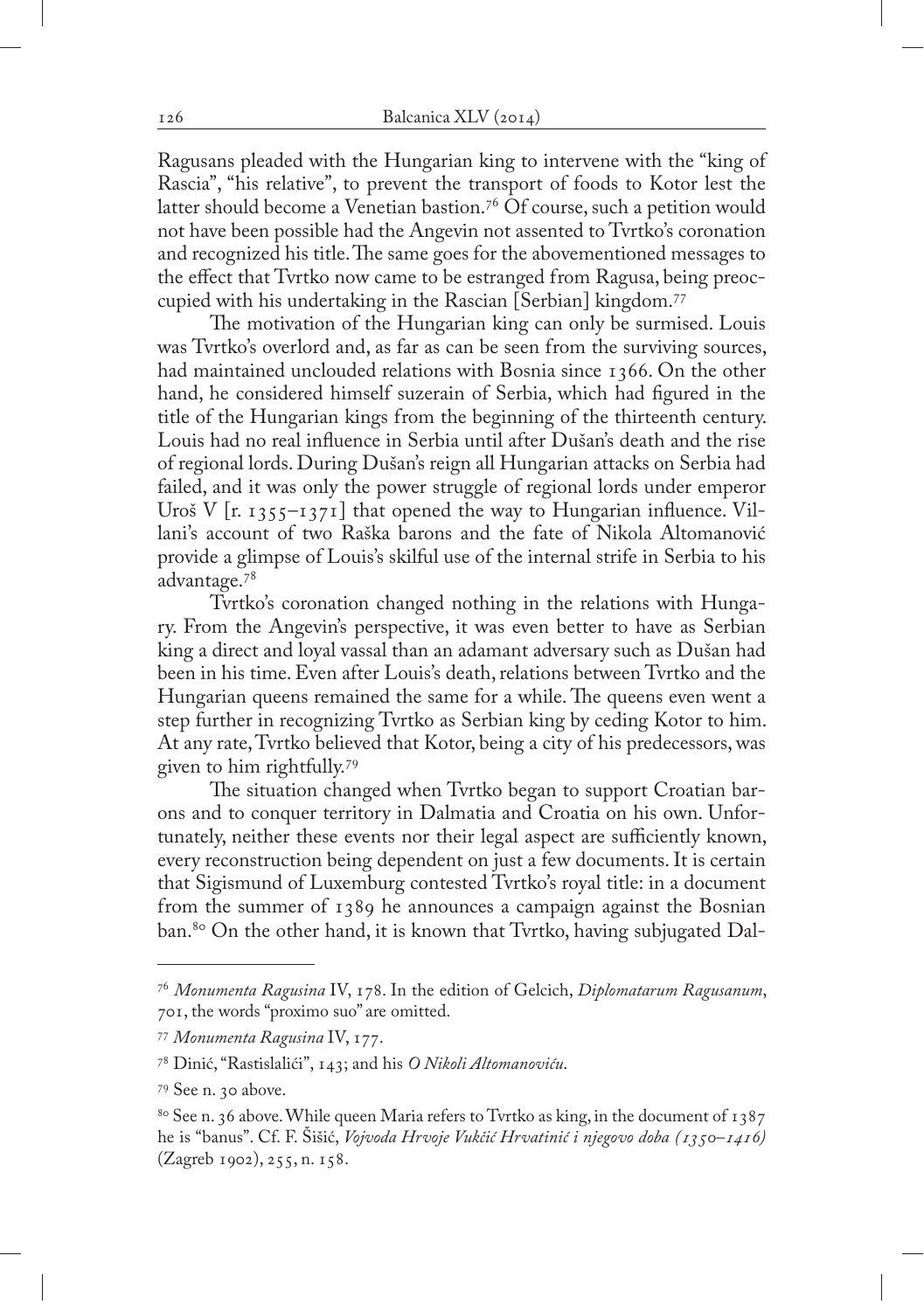Ragusans pleaded with the Hungarian king to intervene with the "king of Rascia", "his relative", to prevent the transport of foods to Kotor lest the latter should become a Venetian bastion.[76] Of course, such a petition would not have been possible had the Angevin not assented to Tvrtko's coronation and recognized his title. The same goes for the abovementioned messages to the effect that Tvrtko now came to be estranged from Ragusa, being preoccupied with his undertaking in the Rascian [Serbian] kingdom.[77]

The motivation of the Hungarian king can only be surmised. Louis was Tvrtko's overlord and, as far as can be seen from the surviving sources, had maintained unclouded relations with Bosnia since 1366. On the other hand, he considered himself suzerain of Serbia, which had figured in the title of the Hungarian kings from the beginning of the thirteenth century. Louis had no real influence in Serbia until after Dušan's death and the rise of regional lords. During Dušan's reign all Hungarian attacks on Serbia had failed, and it was only the power struggle of regional lords under emperor Uroš V [r. 1355–1371] that opened the way to Hungarian influence. Villani's account of two Raška barons and the fate of Nikola Altomanović provide a glimpse of Louis's skilful use of the internal strife in Serbia to his advantage.[78]

Tvrtko's coronation changed nothing in the relations with Hungary. From the Angevin's perspective, it was even better to have as Serbian king a direct and loyal vassal than an adamant adversary such as Dušan had been in his time. Even after Louis's death, relations between Tvrtko and the Hungarian queens remained the same for a while. The queens even went a step further in recognizing Tvrtko as Serbian king by ceding Kotor to him. At any rate, Tvrtko believed that Kotor, being a city of his predecessors, was given to him rightfully.[79]

The situation changed when Tvrtko began to support Croatian barons and to conquer territory in Dalmatia and Croatia on his own. Unfortunately, neither these events nor their legal aspect are sufficiently known, every reconstruction being dependent on just a few documents. It is certain that Sigismund of Luxemburg contested Tvrtko's royal title: in a document from the summer of 1389 he announces a campaign against the Bosnian ban.[80] On the other hand, it is known that Tvrtko, having subjugated Dal-

---

[76] *Monumenta Ragusina* IV, 178. In the edition of Gelcich, *Diplomatarum Ragusanum*, 701, the words "proximo suo" are omitted.

[77] *Monumenta Ragusina* IV, 177.

[78] Dinić, "Rastislalići", 143; and his *O Nikoli Altomanoviću*.

[79] See n. 30 above.

[80] See n. 36 above. While queen Maria refers to Tvrtko as king, in the document of 1387 he is "banus". Cf. F. Šišić, *Vojvoda Hrvoje Vukčić Hrvatinić i njegovo doba (1350–1416)* (Zagreb 1902), 255, n. 158.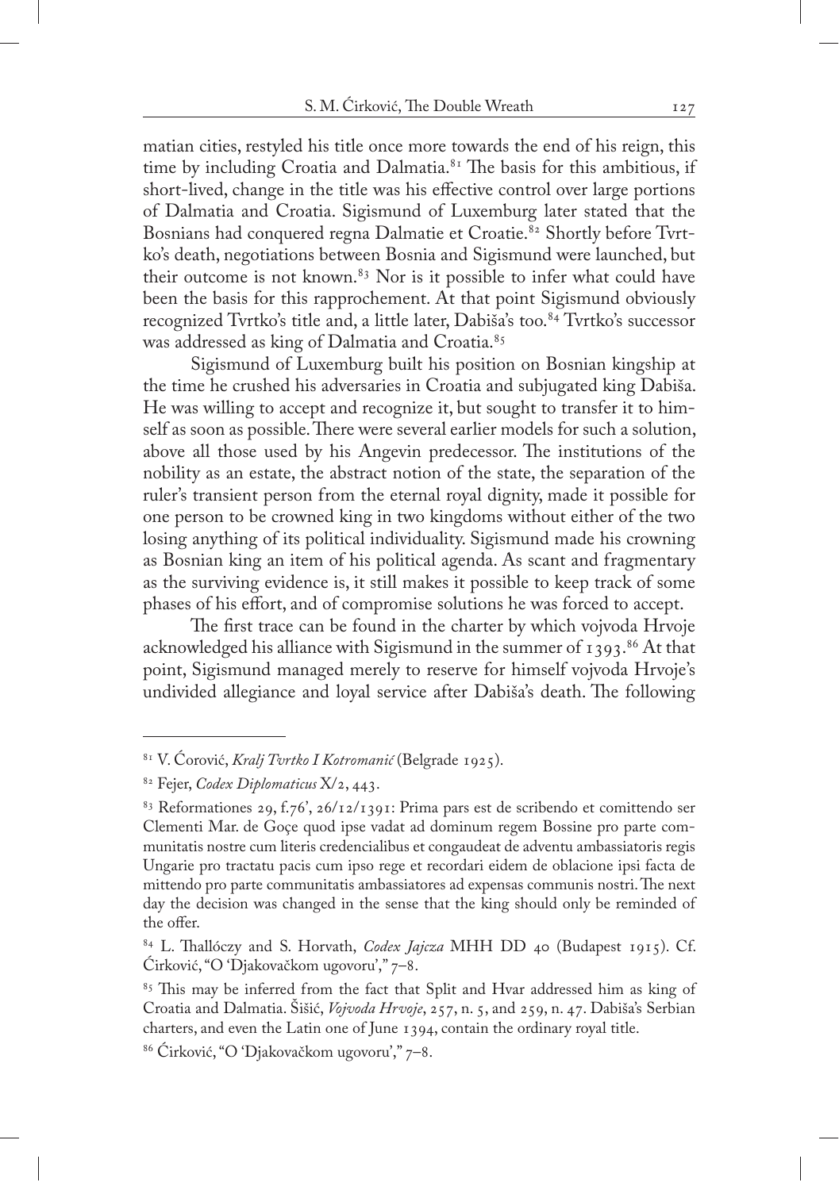matian cities, restyled his title once more towards the end of his reign, this time by including Croatia and Dalmatia.[81] The basis for this ambitious, if short-lived, change in the title was his effective control over large portions of Dalmatia and Croatia. Sigismund of Luxemburg later stated that the Bosnians had conquered regna Dalmatie et Croatie.[82] Shortly before Tvrtko's death, negotiations between Bosnia and Sigismund were launched, but their outcome is not known.[83] Nor is it possible to infer what could have been the basis for this rapprochement. At that point Sigismund obviously recognized Tvrtko's title and, a little later, Dabiša's too.[84] Tvrtko's successor was addressed as king of Dalmatia and Croatia.[85]

Sigismund of Luxemburg built his position on Bosnian kingship at the time he crushed his adversaries in Croatia and subjugated king Dabiša. He was willing to accept and recognize it, but sought to transfer it to himself as soon as possible. There were several earlier models for such a solution, above all those used by his Angevin predecessor. The institutions of the nobility as an estate, the abstract notion of the state, the separation of the ruler's transient person from the eternal royal dignity, made it possible for one person to be crowned king in two kingdoms without either of the two losing anything of its political individuality. Sigismund made his crowning as Bosnian king an item of his political agenda. As scant and fragmentary as the surviving evidence is, it still makes it possible to keep track of some phases of his effort, and of compromise solutions he was forced to accept.

The first trace can be found in the charter by which vojvoda Hrvoje acknowledged his alliance with Sigismund in the summer of 1393.[86] At that point, Sigismund managed merely to reserve for himself vojvoda Hrvoje's undivided allegiance and loyal service after Dabiša's death. The following

---

[81] V. Ćorović, *Kralj Tvrtko I Kotromanić* (Belgrade 1925).

[82] Fejer, *Codex Diplomaticus* X/2, 443.

[83] Reformationes 29, f.76', 26/12/1391: Prima pars est de scribendo et comittendo ser Clementi Mar. de Goçe quod ipse vadat ad dominum regem Bossine pro parte communitatis nostre cum literis credencialibus et congaudeat de adventu ambassiatoris regis Ungarie pro tractatu pacis cum ipso rege et recordari eidem de oblacione ipsi facta de mittendo pro parte communitatis ambassiatores ad expensas communis nostri. The next day the decision was changed in the sense that the king should only be reminded of the offer.

[84] L. Thallóczy and S. Horvath, *Codex Jajcza* MHH DD 40 (Budapest 1915). Cf. Ćirković, "O 'Djakovačkom ugovoru'," 7–8.

[85] This may be inferred from the fact that Split and Hvar addressed him as king of Croatia and Dalmatia. Šišić, *Vojvoda Hrvoje*, 257, n. 5, and 259, n. 47. Dabiša's Serbian charters, and even the Latin one of June 1394, contain the ordinary royal title.

[86] Ćirković, "O 'Djakovačkom ugovoru'," 7–8.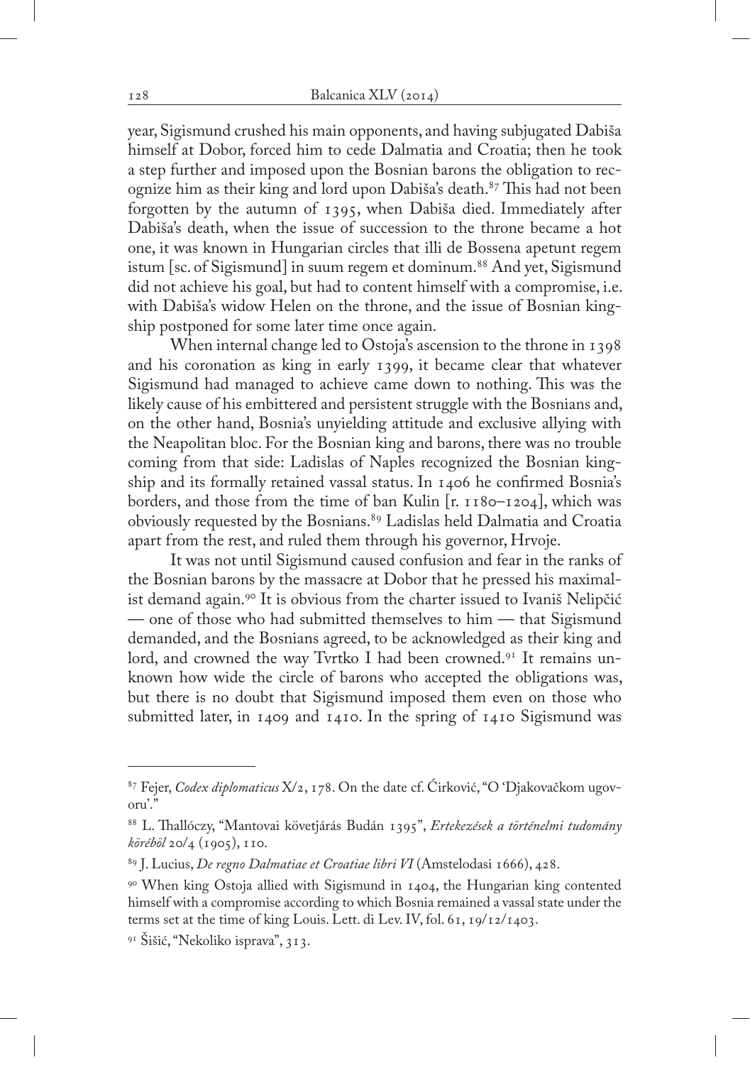year, Sigismund crushed his main opponents, and having subjugated Dabiša himself at Dobor, forced him to cede Dalmatia and Croatia; then he took a step further and imposed upon the Bosnian barons the obligation to recognize him as their king and lord upon Dabiša's death.[87] This had not been forgotten by the autumn of 1395, when Dabiša died. Immediately after Dabiša's death, when the issue of succession to the throne became a hot one, it was known in Hungarian circles that illi de Bossena apetunt regem istum [sc. of Sigismund] in suum regem et dominum.[88] And yet, Sigismund did not achieve his goal, but had to content himself with a compromise, i.e. with Dabiša's widow Helen on the throne, and the issue of Bosnian kingship postponed for some later time once again.

When internal change led to Ostoja's ascension to the throne in 1398 and his coronation as king in early 1399, it became clear that whatever Sigismund had managed to achieve came down to nothing. This was the likely cause of his embittered and persistent struggle with the Bosnians and, on the other hand, Bosnia's unyielding attitude and exclusive allying with the Neapolitan bloc. For the Bosnian king and barons, there was no trouble coming from that side: Ladislas of Naples recognized the Bosnian kingship and its formally retained vassal status. In 1406 he confirmed Bosnia's borders, and those from the time of ban Kulin [r. 1180–1204], which was obviously requested by the Bosnians.[89] Ladislas held Dalmatia and Croatia apart from the rest, and ruled them through his governor, Hrvoje.

It was not until Sigismund caused confusion and fear in the ranks of the Bosnian barons by the massacre at Dobor that he pressed his maximalist demand again.[90] It is obvious from the charter issued to Ivaniš Nelipčić — one of those who had submitted themselves to him — that Sigismund demanded, and the Bosnians agreed, to be acknowledged as their king and lord, and crowned the way Tvrtko I had been crowned.[91] It remains unknown how wide the circle of barons who accepted the obligations was, but there is no doubt that Sigismund imposed them even on those who submitted later, in 1409 and 1410. In the spring of 1410 Sigismund was

---

[87] Fejer, *Codex diplomaticus* X/2, 178. On the date cf. Ćirković, "O 'Djakovačkom ugovoru'."

[88] L. Thallóczy, "Mantovai követjárás Budán 1395", *Ertekezések a történelmi tudomány köréből* 20/4 (1905), 110.

[89] J. Lucius, *De regno Dalmatiae et Croatiae libri VI* (Amstelodasi 1666), 428.

[90] When king Ostoja allied with Sigismund in 1404, the Hungarian king contented himself with a compromise according to which Bosnia remained a vassal state under the terms set at the time of king Louis. Lett. di Lev. IV, fol. 61, 19/12/1403.

[91] Šišić, "Nekoliko isprava", 313.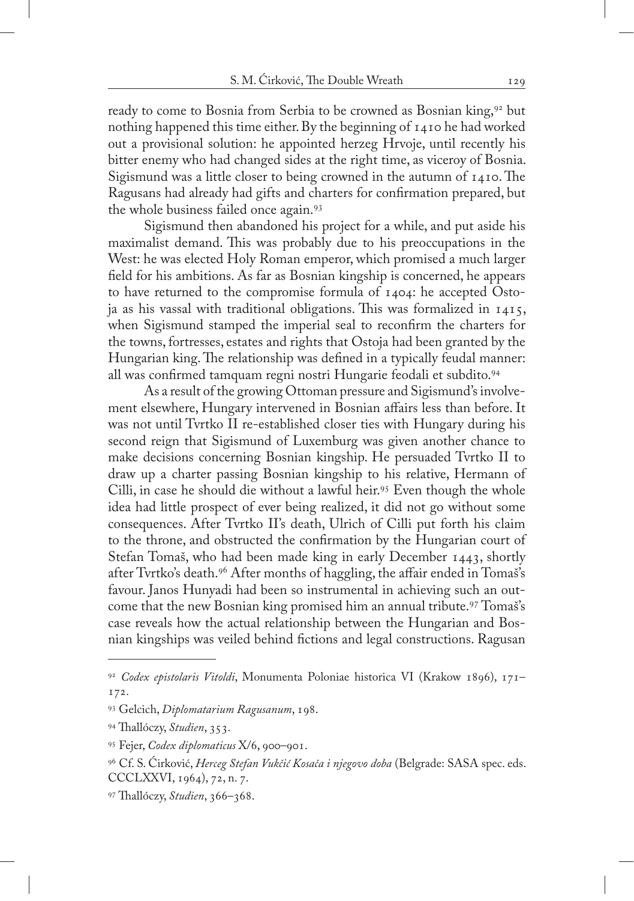ready to come to Bosnia from Serbia to be crowned as Bosnian king,[92] but nothing happened this time either. By the beginning of 1410 he had worked out a provisional solution: he appointed herzeg Hrvoje, until recently his bitter enemy who had changed sides at the right time, as viceroy of Bosnia. Sigismund was a little closer to being crowned in the autumn of 1410. The Ragusans had already had gifts and charters for confirmation prepared, but the whole business failed once again.[93]

Sigismund then abandoned his project for a while, and put aside his maximalist demand. This was probably due to his preoccupations in the West: he was elected Holy Roman emperor, which promised a much larger field for his ambitions. As far as Bosnian kingship is concerned, he appears to have returned to the compromise formula of 1404: he accepted Ostoja as his vassal with traditional obligations. This was formalized in 1415, when Sigismund stamped the imperial seal to reconfirm the charters for the towns, fortresses, estates and rights that Ostoja had been granted by the Hungarian king. The relationship was defined in a typically feudal manner: all was confirmed tamquam regni nostri Hungarie feodali et subdito.[94]

As a result of the growing Ottoman pressure and Sigismund's involvement elsewhere, Hungary intervened in Bosnian affairs less than before. It was not until Tvrtko II re-established closer ties with Hungary during his second reign that Sigismund of Luxemburg was given another chance to make decisions concerning Bosnian kingship. He persuaded Tvrtko II to draw up a charter passing Bosnian kingship to his relative, Hermann of Cilli, in case he should die without a lawful heir.[95] Even though the whole idea had little prospect of ever being realized, it did not go without some consequences. After Tvrtko II's death, Ulrich of Cilli put forth his claim to the throne, and obstructed the confirmation by the Hungarian court of Stefan Tomaš, who had been made king in early December 1443, shortly after Tvrtko's death.[96] After months of haggling, the affair ended in Tomaš's favour. Janos Hunyadi had been so instrumental in achieving such an outcome that the new Bosnian king promised him an annual tribute.[97] Tomaš's case reveals how the actual relationship between the Hungarian and Bosnian kingships was veiled behind fictions and legal constructions. Ragusan

---

[92] *Codex epistolaris Vitoldi*, Monumenta Poloniae historica VI (Krakow 1896), 171–172.

[93] Gelcich, *Diplomatarium Ragusanum*, 198.

[94] Thallóczy, *Studien*, 353.

[95] Fejer, *Codex diplomaticus* X/6, 900–901.

[96] Cf. S. Ćirković, *Herceg Stefan Vukčić Kosača i njegovo doba* (Belgrade: SASA spec. eds. CCCLXXVI, 1964), 72, n. 7.

[97] Thallóczy, *Studien*, 366–368.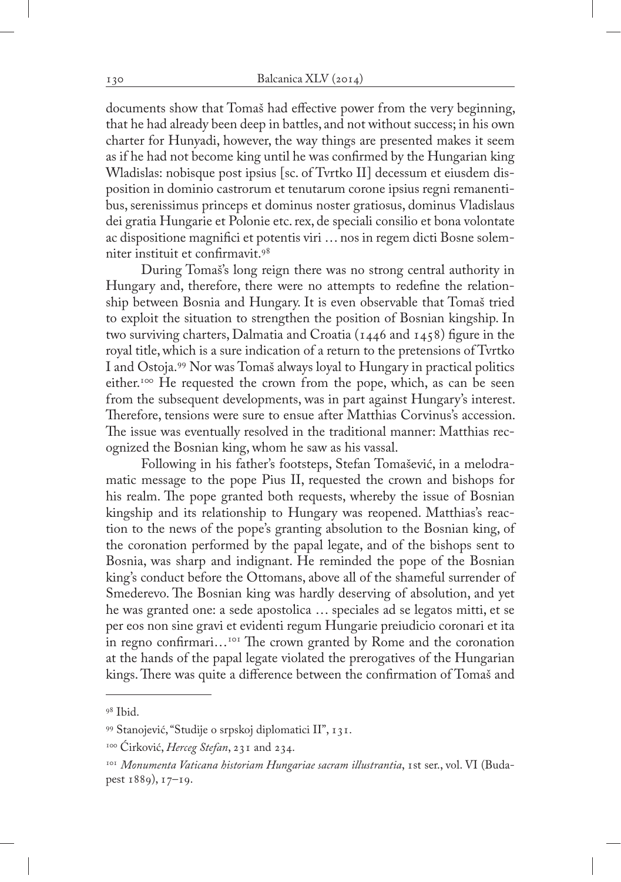documents show that Tomaš had effective power from the very beginning, that he had already been deep in battles, and not without success; in his own charter for Hunyadi, however, the way things are presented makes it seem as if he had not become king until he was confirmed by the Hungarian king Wladislas: nobisque post ipsius [sc. of Tvrtko II] decessum et eiusdem disposition in dominio castrorum et tenutarum corone ipsius regni remanentibus, serenissimus princeps et dominus noster gratiosus, dominus Vladislaus dei gratia Hungarie et Polonie etc. rex, de speciali consilio et bona volontate ac dispositione magnifici et potentis viri … nos in regem dicti Bosne solemniter instituit et confirmavit.[98]

During Tomaš's long reign there was no strong central authority in Hungary and, therefore, there were no attempts to redefine the relationship between Bosnia and Hungary. It is even observable that Tomaš tried to exploit the situation to strengthen the position of Bosnian kingship. In two surviving charters, Dalmatia and Croatia (1446 and 1458) figure in the royal title, which is a sure indication of a return to the pretensions of Tvrtko I and Ostoja.[99] Nor was Tomaš always loyal to Hungary in practical politics either.[100] He requested the crown from the pope, which, as can be seen from the subsequent developments, was in part against Hungary's interest. Therefore, tensions were sure to ensue after Matthias Corvinus's accession. The issue was eventually resolved in the traditional manner: Matthias recognized the Bosnian king, whom he saw as his vassal.

Following in his father's footsteps, Stefan Tomašević, in a melodramatic message to the pope Pius II, requested the crown and bishops for his realm. The pope granted both requests, whereby the issue of Bosnian kingship and its relationship to Hungary was reopened. Matthias's reaction to the news of the pope's granting absolution to the Bosnian king, of the coronation performed by the papal legate, and of the bishops sent to Bosnia, was sharp and indignant. He reminded the pope of the Bosnian king's conduct before the Ottomans, above all of the shameful surrender of Smederevo. The Bosnian king was hardly deserving of absolution, and yet he was granted one: a sede apostolica … speciales ad se legatos mitti, et se per eos non sine gravi et evidenti regum Hungarie preiudicio coronari et ita in regno confirmari…[101] The crown granted by Rome and the coronation at the hands of the papal legate violated the prerogatives of the Hungarian kings. There was quite a difference between the confirmation of Tomaš and

---

[98] Ibid.

[99] Stanojević, "Studije o srpskoj diplomatici II", 131.

[100] Ćirković, *Herceg Stefan*, 231 and 234.

[101] *Monumenta Vaticana historiam Hungariae sacram illustrantia*, 1st ser., vol. VI (Budapest 1889), 17–19.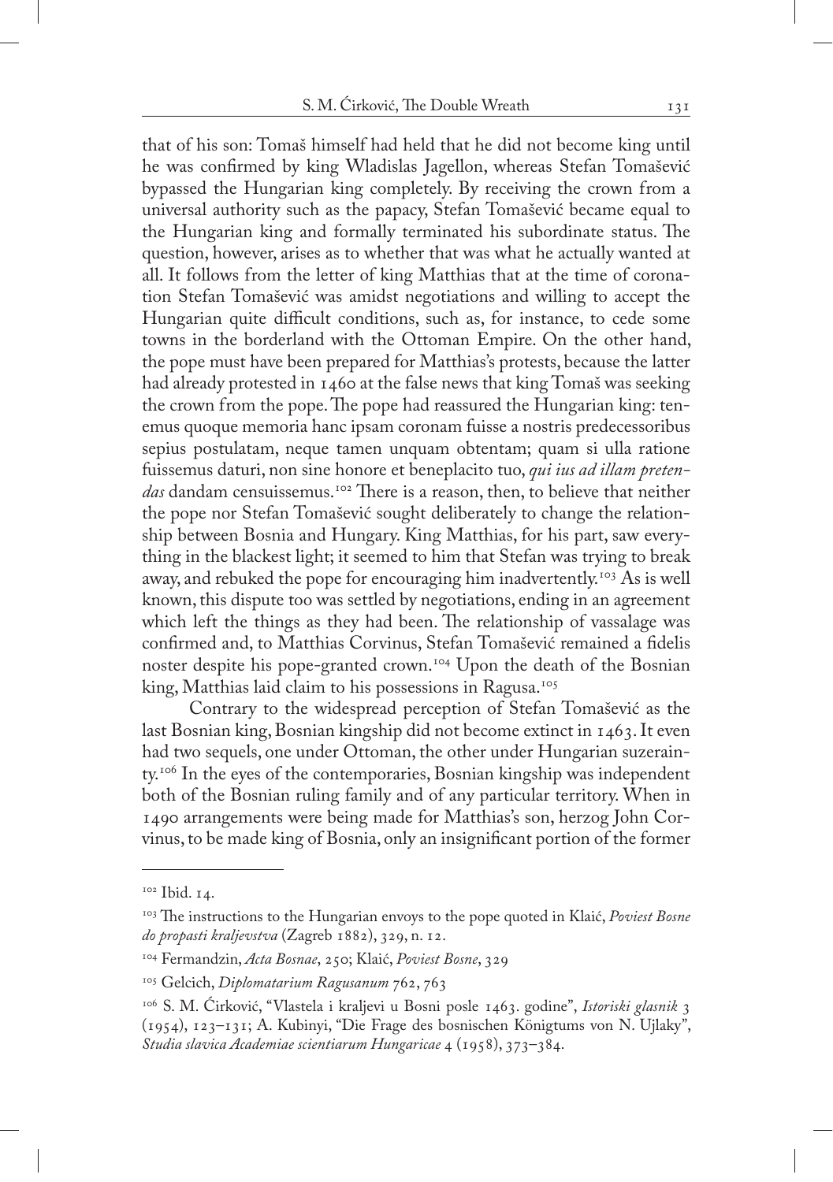that of his son: Tomaš himself had held that he did not become king until he was confirmed by king Wladislas Jagellon, whereas Stefan Tomašević bypassed the Hungarian king completely. By receiving the crown from a universal authority such as the papacy, Stefan Tomašević became equal to the Hungarian king and formally terminated his subordinate status. The question, however, arises as to whether that was what he actually wanted at all. It follows from the letter of king Matthias that at the time of coronation Stefan Tomašević was amidst negotiations and willing to accept the Hungarian quite difficult conditions, such as, for instance, to cede some towns in the borderland with the Ottoman Empire. On the other hand, the pope must have been prepared for Matthias's protests, because the latter had already protested in 1460 at the false news that king Tomaš was seeking the crown from the pope. The pope had reassured the Hungarian king: tenemus quoque memoria hanc ipsam coronam fuisse a nostris predecessoribus sepius postulatam, neque tamen unquam obtentam; quam si ulla ratione fuissemus daturi, non sine honore et beneplacito tuo, *qui ius ad illam pretendas* dandam censuissemus.[102] There is a reason, then, to believe that neither the pope nor Stefan Tomašević sought deliberately to change the relationship between Bosnia and Hungary. King Matthias, for his part, saw everything in the blackest light; it seemed to him that Stefan was trying to break away, and rebuked the pope for encouraging him inadvertently.[103] As is well known, this dispute too was settled by negotiations, ending in an agreement which left the things as they had been. The relationship of vassalage was confirmed and, to Matthias Corvinus, Stefan Tomašević remained a fidelis noster despite his pope-granted crown.[104] Upon the death of the Bosnian king, Matthias laid claim to his possessions in Ragusa.[105]

Contrary to the widespread perception of Stefan Tomašević as the last Bosnian king, Bosnian kingship did not become extinct in 1463. It even had two sequels, one under Ottoman, the other under Hungarian suzerainty.[106] In the eyes of the contemporaries, Bosnian kingship was independent both of the Bosnian ruling family and of any particular territory. When in 1490 arrangements were being made for Matthias's son, herzog John Corvinus, to be made king of Bosnia, only an insignificant portion of the former

---

[102] Ibid. 14.

[103] The instructions to the Hungarian envoys to the pope quoted in Klaić, *Poviest Bosne do propasti kraljevstva* (Zagreb 1882), 329, n. 12.

[104] Fermandzin, *Acta Bosnae*, 250; Klaić, *Poviest Bosne*, 329

[105] Gelcich, *Diplomatarium Ragusanum* 762, 763

[106] S. M. Ćirković, "Vlastela i kraljevi u Bosni posle 1463. godine", *Istoriski glasnik* 3 (1954), 123–131; A. Kubinyi, "Die Frage des bosnischen Königtums von N. Ujlaky", *Studia slavica Academiae scientiarum Hungaricae* 4 (1958), 373–384.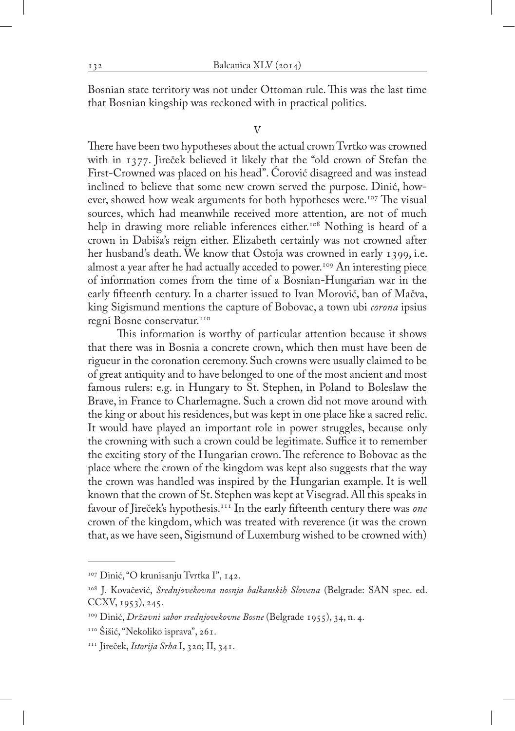Bosnian state territory was not under Ottoman rule. This was the last time that Bosnian kingship was reckoned with in practical politics.

## V

There have been two hypotheses about the actual crown Tvrtko was crowned with in 1377. Jireček believed it likely that the "old crown of Stefan the First-Crowned was placed on his head". Ćorović disagreed and was instead inclined to believe that some new crown served the purpose. Dinić, however, showed how weak arguments for both hypotheses were.[107] The visual sources, which had meanwhile received more attention, are not of much help in drawing more reliable inferences either.[108] Nothing is heard of a crown in Dabiša's reign either. Elizabeth certainly was not crowned after her husband's death. We know that Ostoja was crowned in early 1399, i.e. almost a year after he had actually acceded to power.[109] An interesting piece of information comes from the time of a Bosnian-Hungarian war in the early fifteenth century. In a charter issued to Ivan Morović, ban of Mačva, king Sigismund mentions the capture of Bobovac, a town ubi *corona* ipsius regni Bosne conservatur.[110]

This information is worthy of particular attention because it shows that there was in Bosnia a concrete crown, which then must have been de rigueur in the coronation ceremony. Such crowns were usually claimed to be of great antiquity and to have belonged to one of the most ancient and most famous rulers: e.g. in Hungary to St. Stephen, in Poland to Boleslaw the Brave, in France to Charlemagne. Such a crown did not move around with the king or about his residences, but was kept in one place like a sacred relic. It would have played an important role in power struggles, because only the crowning with such a crown could be legitimate. Suffice it to remember the exciting story of the Hungarian crown. The reference to Bobovac as the place where the crown of the kingdom was kept also suggests that the way the crown was handled was inspired by the Hungarian example. It is well known that the crown of St. Stephen was kept at Visegrad. All this speaks in favour of Jireček's hypothesis.[111] In the early fifteenth century there was *one* crown of the kingdom, which was treated with reverence (it was the crown that, as we have seen, Sigismund of Luxemburg wished to be crowned with)

---

[107] Dinić, "O krunisanju Tvrtka I", 142.

[108] J. Kovačević, *Srednjovekovna nosnja balkanskih Slovena* (Belgrade: SAN spec. ed. CCXV, 1953), 245.

[109] Dinić, *Državni sabor srednjovekovne Bosne* (Belgrade 1955), 34, n. 4.

[110] Šišić, "Nekoliko isprava", 261.

[111] Jireček, *Istorija Srba* I, 320; II, 341.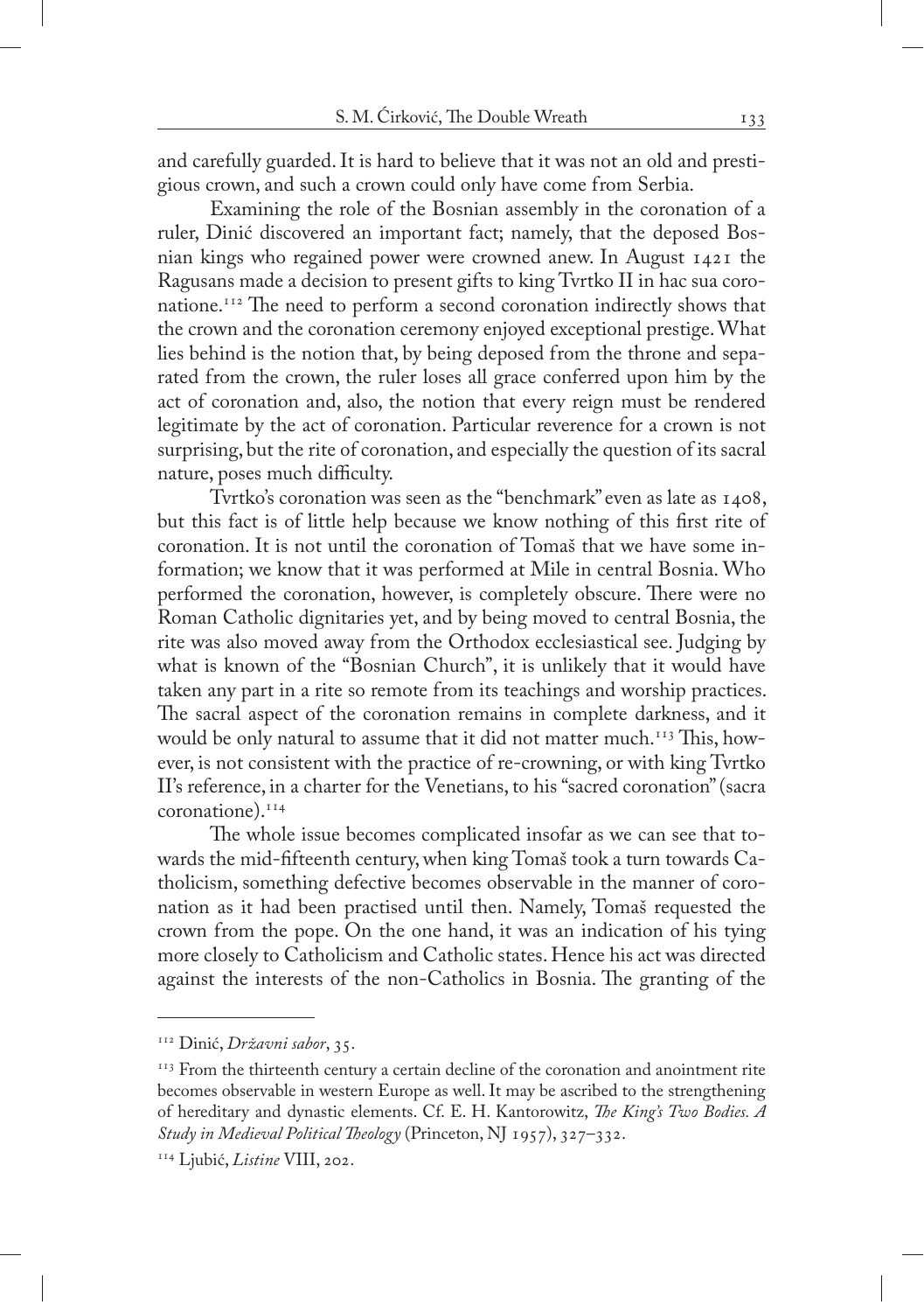and carefully guarded. It is hard to believe that it was not an old and prestigious crown, and such a crown could only have come from Serbia.

Examining the role of the Bosnian assembly in the coronation of a ruler, Dinić discovered an important fact; namely, that the deposed Bosnian kings who regained power were crowned anew. In August 1421 the Ragusans made a decision to present gifts to king Tvrtko II in hac sua coronatione.[112] The need to perform a second coronation indirectly shows that the crown and the coronation ceremony enjoyed exceptional prestige. What lies behind is the notion that, by being deposed from the throne and separated from the crown, the ruler loses all grace conferred upon him by the act of coronation and, also, the notion that every reign must be rendered legitimate by the act of coronation. Particular reverence for a crown is not surprising, but the rite of coronation, and especially the question of its sacral nature, poses much difficulty.

Tvrtko's coronation was seen as the "benchmark" even as late as 1408, but this fact is of little help because we know nothing of this first rite of coronation. It is not until the coronation of Tomaš that we have some information; we know that it was performed at Mile in central Bosnia. Who performed the coronation, however, is completely obscure. There were no Roman Catholic dignitaries yet, and by being moved to central Bosnia, the rite was also moved away from the Orthodox ecclesiastical see. Judging by what is known of the "Bosnian Church", it is unlikely that it would have taken any part in a rite so remote from its teachings and worship practices. The sacral aspect of the coronation remains in complete darkness, and it would be only natural to assume that it did not matter much.[113] This, however, is not consistent with the practice of re-crowning, or with king Tvrtko II's reference, in a charter for the Venetians, to his "sacred coronation" (sacra coronatione).[114]

The whole issue becomes complicated insofar as we can see that towards the mid-fifteenth century, when king Tomaš took a turn towards Catholicism, something defective becomes observable in the manner of coronation as it had been practised until then. Namely, Tomaš requested the crown from the pope. On the one hand, it was an indication of his tying more closely to Catholicism and Catholic states. Hence his act was directed against the interests of the non-Catholics in Bosnia. The granting of the

---

[112] Dinić, *Državni sabor*, 35.

[113] From the thirteenth century a certain decline of the coronation and anointment rite becomes observable in western Europe as well. It may be ascribed to the strengthening of hereditary and dynastic elements. Cf. E. H. Kantorowitz, *The King's Two Bodies. A Study in Medieval Political Theology* (Princeton, NJ 1957), 327–332.

[114] Ljubić, *Listine* VIII, 202.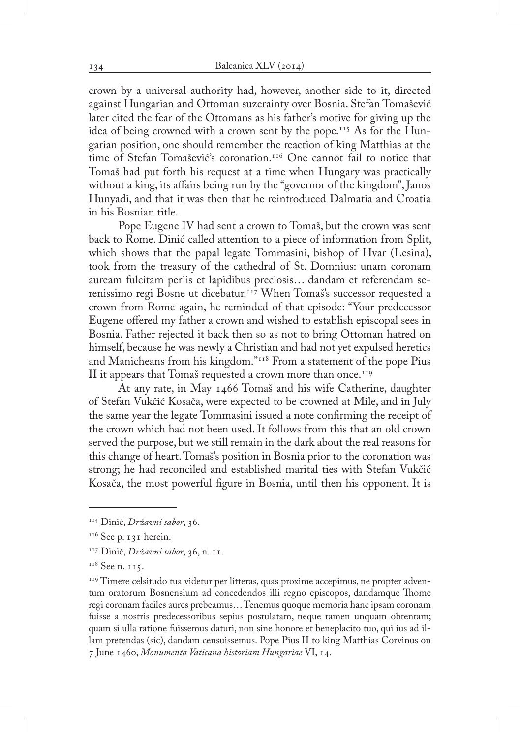crown by a universal authority had, however, another side to it, directed against Hungarian and Ottoman suzerainty over Bosnia. Stefan Tomašević later cited the fear of the Ottomans as his father's motive for giving up the idea of being crowned with a crown sent by the pope.[115] As for the Hungarian position, one should remember the reaction of king Matthias at the time of Stefan Tomašević's coronation.[116] One cannot fail to notice that Tomaš had put forth his request at a time when Hungary was practically without a king, its affairs being run by the "governor of the kingdom", Janos Hunyadi, and that it was then that he reintroduced Dalmatia and Croatia in his Bosnian title.

Pope Eugene IV had sent a crown to Tomaš, but the crown was sent back to Rome. Dinić called attention to a piece of information from Split, which shows that the papal legate Tommasini, bishop of Hvar (Lesina), took from the treasury of the cathedral of St. Domnius: unam coronam auream fulcitam perlis et lapidibus preciosis… dandam et referendam serenissimo regi Bosne ut dicebatur.[117] When Tomaš's successor requested a crown from Rome again, he reminded of that episode: "Your predecessor Eugene offered my father a crown and wished to establish episcopal sees in Bosnia. Father rejected it back then so as not to bring Ottoman hatred on himself, because he was newly a Christian and had not yet expulsed heretics and Manicheans from his kingdom."[118] From a statement of the pope Pius II it appears that Tomaš requested a crown more than once.[119]

At any rate, in May 1466 Tomaš and his wife Catherine, daughter of Stefan Vukčić Kosača, were expected to be crowned at Mile, and in July the same year the legate Tommasini issued a note confirming the receipt of the crown which had not been used. It follows from this that an old crown served the purpose, but we still remain in the dark about the real reasons for this change of heart. Tomaš's position in Bosnia prior to the coronation was strong; he had reconciled and established marital ties with Stefan Vukčić Kosača, the most powerful figure in Bosnia, until then his opponent. It is

---

[115] Dinić, *Državni sabor*, 36.

[116] See p. 131 herein.

[117] Dinić, *Državni sabor*, 36, n. 11.

[118] See n. 115.

[119] Timere celsitudo tua videtur per litteras, quas proxime accepimus, ne propter adventum oratorum Bosnensium ad concedendos illi regno episcopos, dandamque Thome regi coronam faciles aures prebeamus… Tenemus quoque memoria hanc ipsam coronam fuisse a nostris predecessoribus sepius postulatam, neque tamen unquam obtentam; quam si ulla ratione fuissemus daturi, non sine honore et beneplacito tuo, qui ius ad illam pretendas (sic), dandam censuissemus. Pope Pius II to king Matthias Corvinus on 7 June 1460, *Monumenta Vaticana historiam Hungariae* VI, 14.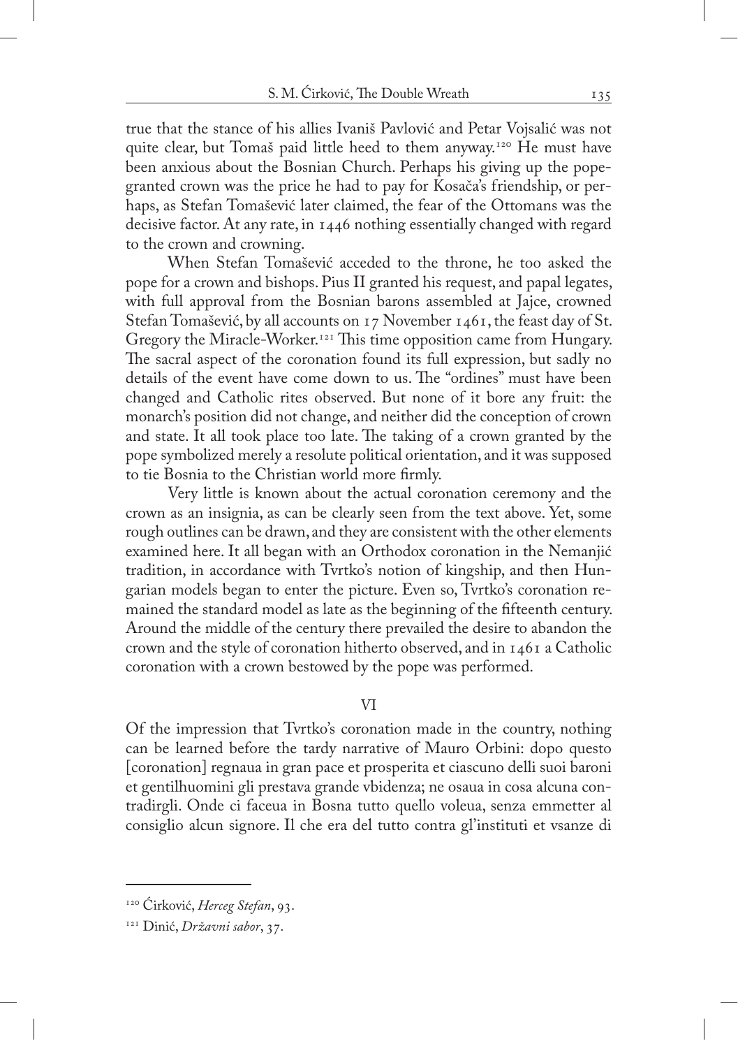true that the stance of his allies Ivaniš Pavlović and Petar Vojsalić was not quite clear, but Tomaš paid little heed to them anyway.[120] He must have been anxious about the Bosnian Church. Perhaps his giving up the pope-granted crown was the price he had to pay for Kosača's friendship, or perhaps, as Stefan Tomašević later claimed, the fear of the Ottomans was the decisive factor. At any rate, in 1446 nothing essentially changed with regard to the crown and crowning.

When Stefan Tomašević acceded to the throne, he too asked the pope for a crown and bishops. Pius II granted his request, and papal legates, with full approval from the Bosnian barons assembled at Jajce, crowned Stefan Tomašević, by all accounts on 17 November 1461, the feast day of St. Gregory the Miracle-Worker.[121] This time opposition came from Hungary. The sacral aspect of the coronation found its full expression, but sadly no details of the event have come down to us. The "ordines" must have been changed and Catholic rites observed. But none of it bore any fruit: the monarch's position did not change, and neither did the conception of crown and state. It all took place too late. The taking of a crown granted by the pope symbolized merely a resolute political orientation, and it was supposed to tie Bosnia to the Christian world more firmly.

Very little is known about the actual coronation ceremony and the crown as an insignia, as can be clearly seen from the text above. Yet, some rough outlines can be drawn, and they are consistent with the other elements examined here. It all began with an Orthodox coronation in the Nemanjić tradition, in accordance with Tvrtko's notion of kingship, and then Hungarian models began to enter the picture. Even so, Tvrtko's coronation remained the standard model as late as the beginning of the fifteenth century. Around the middle of the century there prevailed the desire to abandon the crown and the style of coronation hitherto observed, and in 1461 a Catholic coronation with a crown bestowed by the pope was performed.

## VI

Of the impression that Tvrtko's coronation made in the country, nothing can be learned before the tardy narrative of Mauro Orbini: dopo questo [coronation] regnaua in gran pace et prosperita et ciascuno delli suoi baroni et gentilhuomini gli prestava grande vbidenza; ne osaua in cosa alcuna contradirgli. Onde ci faceua in Bosna tutto quello voleua, senza emmetter al consiglio alcun signore. Il che era del tutto contra gl'instituti et vsanze di

---

[120] Ćirković, *Herceg Stefan*, 93.

[121] Dinić, *Državni sabor*, 37.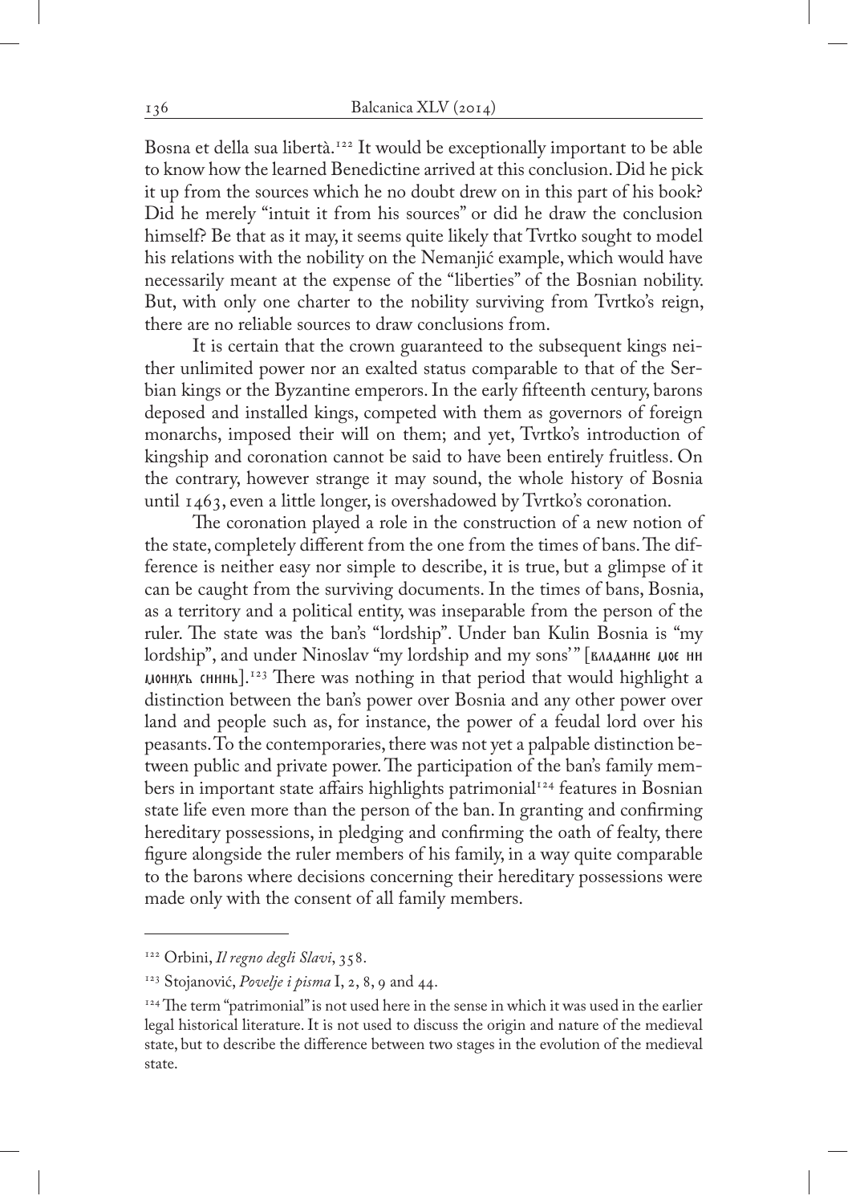Bosna et della sua libertà.[122] It would be exceptionally important to be able to know how the learned Benedictine arrived at this conclusion. Did he pick it up from the sources which he no doubt drew on in this part of his book? Did he merely "intuit it from his sources" or did he draw the conclusion himself? Be that as it may, it seems quite likely that Tvrtko sought to model his relations with the nobility on the Nemanjić example, which would have necessarily meant at the expense of the "liberties" of the Bosnian nobility. But, with only one charter to the nobility surviving from Tvrtko's reign, there are no reliable sources to draw conclusions from.

It is certain that the crown guaranteed to the subsequent kings neither unlimited power nor an exalted status comparable to that of the Serbian kings or the Byzantine emperors. In the early fifteenth century, barons deposed and installed kings, competed with them as governors of foreign monarchs, imposed their will on them; and yet, Tvrtko's introduction of kingship and coronation cannot be said to have been entirely fruitless. On the contrary, however strange it may sound, the whole history of Bosnia until 1463, even a little longer, is overshadowed by Tvrtko's coronation.

The coronation played a role in the construction of a new notion of the state, completely different from the one from the times of bans. The difference is neither easy nor simple to describe, it is true, but a glimpse of it can be caught from the surviving documents. In the times of bans, Bosnia, as a territory and a political entity, was inseparable from the person of the ruler. The state was the ban's "lordship". Under ban Kulin Bosnia is "my lordship", and under Ninoslav "my lordship and my sons'" [владание мое ни моиихъ синнь].[123] There was nothing in that period that would highlight a distinction between the ban's power over Bosnia and any other power over land and people such as, for instance, the power of a feudal lord over his peasants. To the contemporaries, there was not yet a palpable distinction between public and private power. The participation of the ban's family members in important state affairs highlights patrimonial[124] features in Bosnian state life even more than the person of the ban. In granting and confirming hereditary possessions, in pledging and confirming the oath of fealty, there figure alongside the ruler members of his family, in a way quite comparable to the barons where decisions concerning their hereditary possessions were made only with the consent of all family members.

---

[122] Orbini, *Il regno degli Slavi*, 358.

[123] Stojanović, *Povelje i pisma* I, 2, 8, 9 and 44.

[124] The term "patrimonial" is not used here in the sense in which it was used in the earlier legal historical literature. It is not used to discuss the origin and nature of the medieval state, but to describe the difference between two stages in the evolution of the medieval state.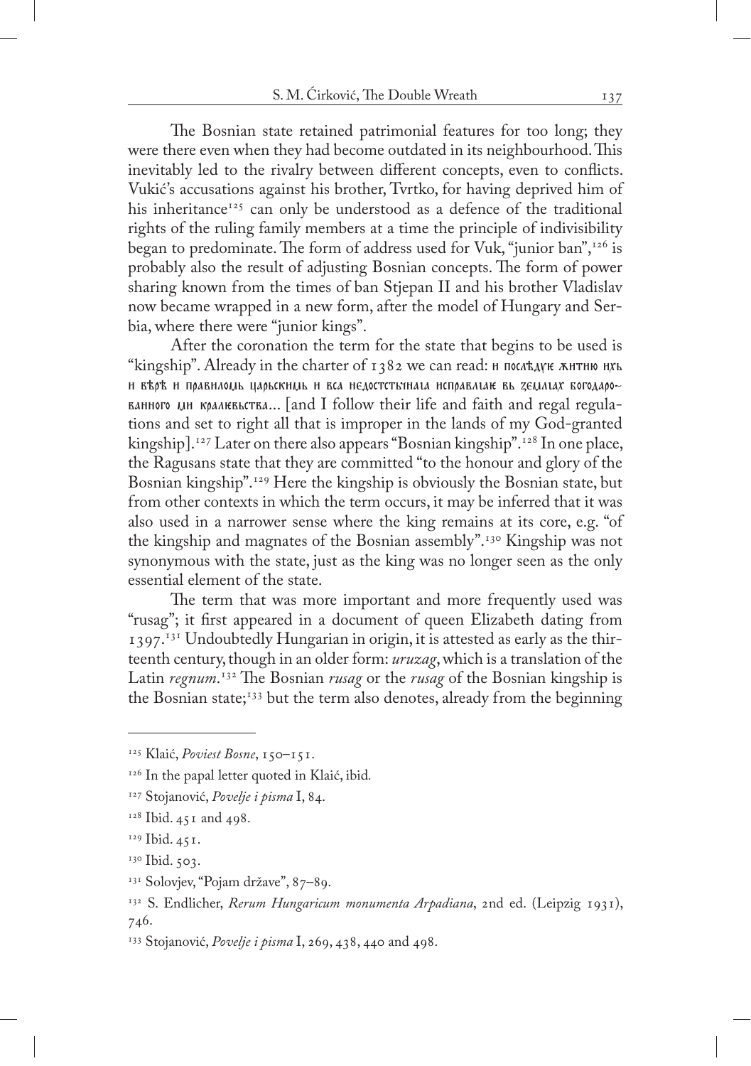The Bosnian state retained patrimonial features for too long; they were there even when they had become outdated in its neighbourhood. This inevitably led to the rivalry between different concepts, even to conflicts. Vukić's accusations against his brother, Tvrtko, for having deprived him of his inheritance[125] can only be understood as a defence of the traditional rights of the ruling family members at a time the principle of indivisibility began to predominate. The form of address used for Vuk, "junior ban",[126] is probably also the result of adjusting Bosnian concepts. The form of power sharing known from the times of ban Stjepan II and his brother Vladislav now became wrapped in a new form, after the model of Hungary and Serbia, where there were "junior kings".

After the coronation the term for the state that begins to be used is "kingship". Already in the charter of 1382 we can read: и послѣдуе житию ихь и вѣрѣ и правилომь царьскиმь и вса недостстыиаа исправлаю вь земааах богодарованного ми кралевьства... [and I follow their life and faith and regal regulations and set to right all that is improper in the lands of my God-granted kingship].[127] Later on there also appears "Bosnian kingship".[128] In one place, the Ragusans state that they are committed "to the honour and glory of the Bosnian kingship".[129] Here the kingship is obviously the Bosnian state, but from other contexts in which the term occurs, it may be inferred that it was also used in a narrower sense where the king remains at its core, e.g. "of the kingship and magnates of the Bosnian assembly".[130] Kingship was not synonymous with the state, just as the king was no longer seen as the only essential element of the state.

The term that was more important and more frequently used was "rusag"; it first appeared in a document of queen Elizabeth dating from 1397.[131] Undoubtedly Hungarian in origin, it is attested as early as the thirteenth century, though in an older form: *uruzag*, which is a translation of the Latin *regnum*.[132] The Bosnian *rusag* or the *rusag* of the Bosnian kingship is the Bosnian state;[133] but the term also denotes, already from the beginning

---

[125] Klaić, *Poviest Bosne*, 150–151.

[126] In the papal letter quoted in Klaić, ibid.

[127] Stojanović, *Povelje i pisma* I, 84.

[128] Ibid. 451 and 498.

[129] Ibid. 451.

[130] Ibid. 503.

[131] Solovjev, "Pojam države", 87–89.

[132] S. Endlicher, *Rerum Hungaricum monumenta Arpadiana*, 2nd ed. (Leipzig 1931), 746.

[133] Stojanović, *Povelje i pisma* I, 269, 438, 440 and 498.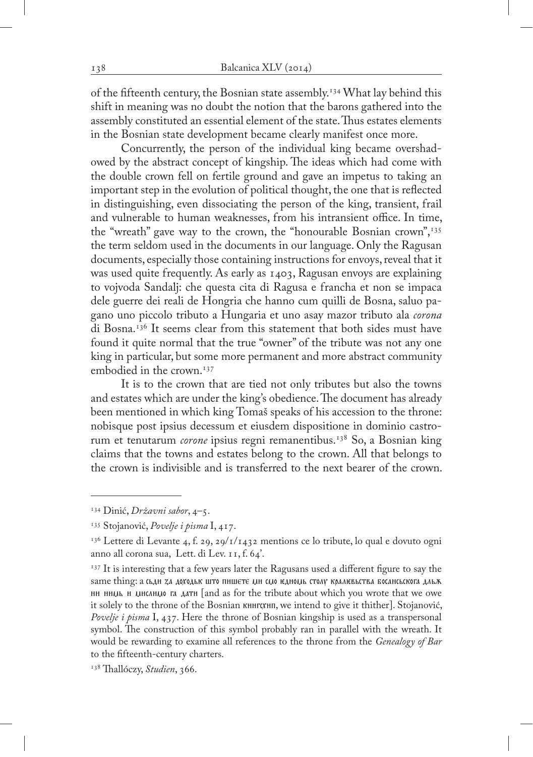of the fifteenth century, the Bosnian state assembly.[134] What lay behind this shift in meaning was no doubt the notion that the barons gathered into the assembly constituted an essential element of the state. Thus estates elements in the Bosnian state development became clearly manifest once more.

Concurrently, the person of the individual king became overshadowed by the abstract concept of kingship. The ideas which had come with the double crown fell on fertile ground and gave an impetus to taking an important step in the evolution of political thought, the one that is reflected in distinguishing, even dissociating the person of the king, transient, frail and vulnerable to human weaknesses, from his intransient office. In time, the "wreath" gave way to the crown, the "honourable Bosnian crown",[135] the term seldom used in the documents in our language. Only the Ragusan documents, especially those containing instructions for envoys, reveal that it was used quite frequently. As early as 1403, Ragusan envoys are explaining to vojvoda Sandalj: che questa cita di Ragusa e francha et non se impaca dele guerre dei reali de Hongria che hanno cum quilli de Bosna, saluo pagano uno piccolo tributo a Hungaria et uno asay mazor tributo ala *corona* di Bosna.[136] It seems clear from this statement that both sides must have found it quite normal that the true "owner" of the tribute was not any one king in particular, but some more permanent and more abstract community embodied in the crown.[137]

It is to the crown that are tied not only tributes but also the towns and estates which are under the king's obedience. The document has already been mentioned in which king Tomaš speaks of his accession to the throne: nobisque post ipsius decessum et eiusdem dispositione in dominio castrorum et tenutarum *corone* ipsius regni remanentibus.[138] So, a Bosnian king claims that the towns and estates belong to the crown. All that belongs to the crown is indivisible and is transferred to the next bearer of the crown.

---

[134] Dinić, *Državni sabor*, 4–5.

[135] Stojanović, *Povelje i pisma* I, 417.

[136] Lettere di Levante 4, f. 29, 29/1/1432 mentions ce lo tribute, lo qual e dovuto ogni anno all corona sua, Lett. di Lev. 11, f. 64'.

[137] It is interesting that a few years later the Ragusans used a different figure to say the same thing: а сьди за доходьк што пишете ди садо едноудь столу кралевьства босансьскога дльж ни ниудь и ди сли дю га дати [and as for the tribute about which you wrote that we owe it solely to the throne of the Bosnian кингѹнп, we intend to give it thither]. Stojanović, *Povelje i pisma* I, 437. Here the throne of Bosnian kingship is used as a transpersonal symbol. The construction of this symbol probably ran in parallel with the wreath. It would be rewarding to examine all references to the throne from the *Genealogy of Bar* to the fifteenth-century charters.

[138] Thallóczy, *Studien*, 366.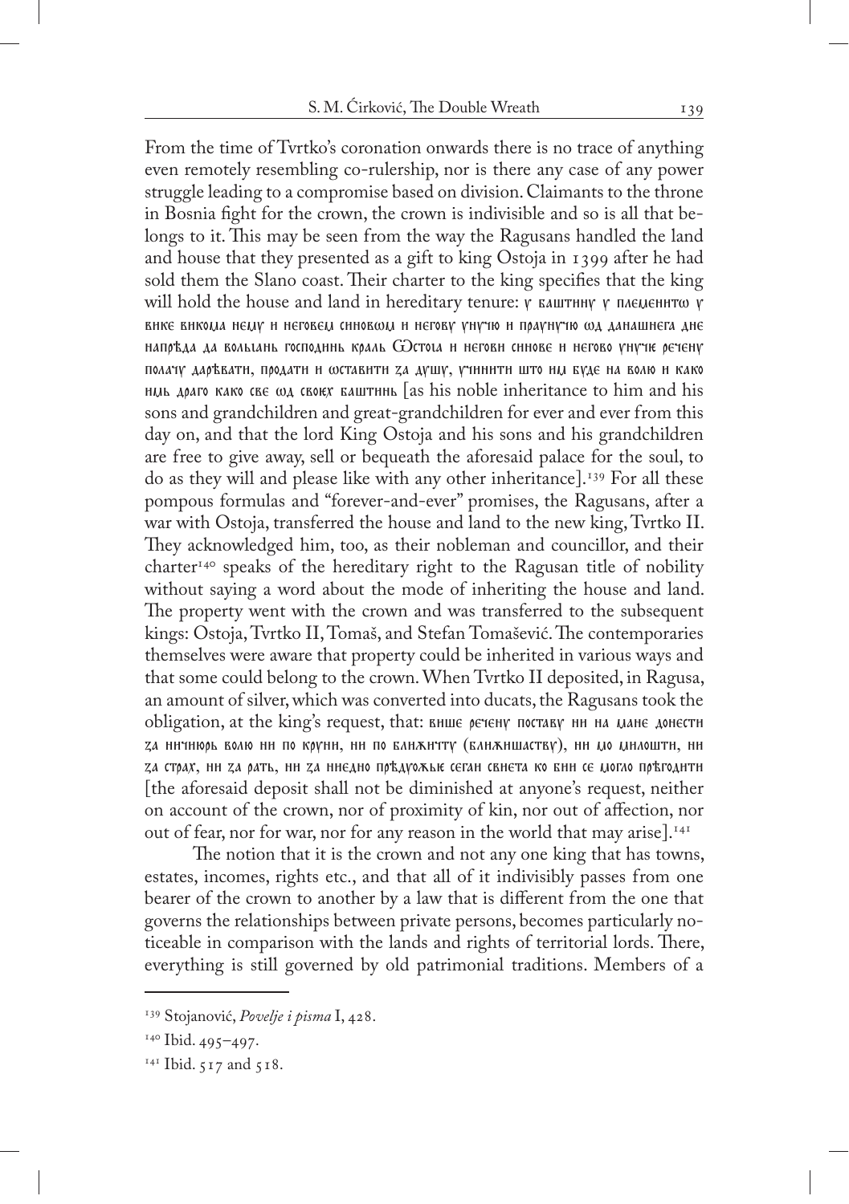From the time of Tvrtko's coronation onwards there is no trace of anything even remotely resembling co-rulership, nor is there any case of any power struggle leading to a compromise based on division. Claimants to the throne in Bosnia fight for the crown, the crown is indivisible and so is all that belongs to it. This may be seen from the way the Ragusans handled the land and house that they presented as a gift to king Ostoja in 1399 after he had sold them the Slano coast. Their charter to the king specifies that the king will hold the house and land in hereditary tenure: у баштину у племенито у вике викома нему и негове синовом и негову унучію и праунучію од данашнега дне напрѣда да вольань господинь краль Остоја и негови синове и негово унучіе речену полачу дарѣвати, продати и оставити за душу, учинити што им буде на волю и како имь драго како све од своіех баштинь [as his noble inheritance to him and his sons and grandchildren and great-grandchildren for ever and ever from this day on, and that the lord King Ostoja and his sons and his grandchildren are free to give away, sell or bequeath the aforesaid palace for the soul, to do as they will and please like with any other inheritance].[139] For all these pompous formulas and "forever-and-ever" promises, the Ragusans, after a war with Ostoja, transferred the house and land to the new king, Tvrtko II. They acknowledged him, too, as their nobleman and councillor, and their charter[140] speaks of the hereditary right to the Ragusan title of nobility without saying a word about the mode of inheriting the house and land. The property went with the crown and was transferred to the subsequent kings: Ostoja, Tvrtko II, Tomaš, and Stefan Tomašević. The contemporaries themselves were aware that property could be inherited in various ways and that some could belong to the crown. When Tvrtko II deposited, in Ragusa, an amount of silver, which was converted into ducats, the Ragusans took the obligation, at the king's request, that: више речену поставу ни на мане донести за ничиюрь волю ни по круни, ни по ближичту (ближишаству), ни по милошти, ни за страх, ни за рать, ни за ниедно прѣдуожье сеган свиета ко би се могло прѣгодити [the aforesaid deposit shall not be diminished at anyone's request, neither on account of the crown, nor of proximity of kin, nor out of affection, nor out of fear, nor for war, nor for any reason in the world that may arise].[141]

The notion that it is the crown and not any one king that has towns, estates, incomes, rights etc., and that all of it indivisibly passes from one bearer of the crown to another by a law that is different from the one that governs the relationships between private persons, becomes particularly noticeable in comparison with the lands and rights of territorial lords. There, everything is still governed by old patrimonial traditions. Members of a

---

[139] Stojanović, *Povelje i pisma* I, 428.

[140] Ibid. 495–497.

[141] Ibid. 517 and 518.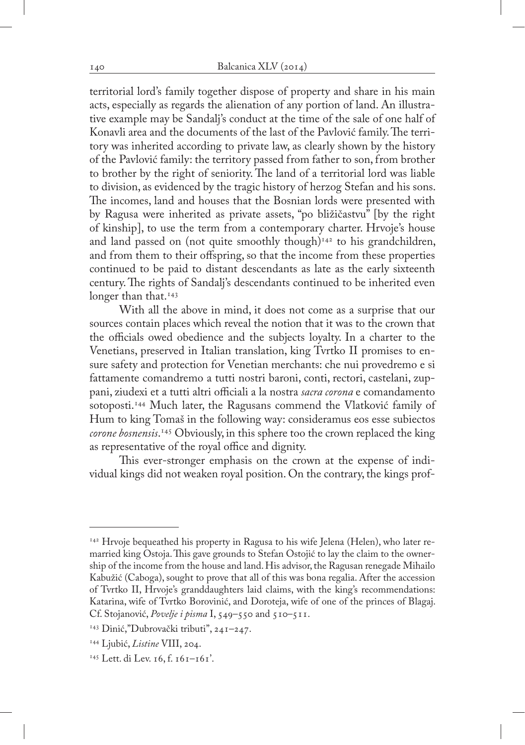territorial lord's family together dispose of property and share in his main acts, especially as regards the alienation of any portion of land. An illustrative example may be Sandalj's conduct at the time of the sale of one half of Konavli area and the documents of the last of the Pavlović family. The territory was inherited according to private law, as clearly shown by the history of the Pavlović family: the territory passed from father to son, from brother to brother by the right of seniority. The land of a territorial lord was liable to division, as evidenced by the tragic history of herzog Stefan and his sons. The incomes, land and houses that the Bosnian lords were presented with by Ragusa were inherited as private assets, "po bližičastvu" [by the right of kinship], to use the term from a contemporary charter. Hrvoje's house and land passed on (not quite smoothly though)[142] to his grandchildren, and from them to their offspring, so that the income from these properties continued to be paid to distant descendants as late as the early sixteenth century. The rights of Sandalj's descendants continued to be inherited even longer than that.[143]

With all the above in mind, it does not come as a surprise that our sources contain places which reveal the notion that it was to the crown that the officials owed obedience and the subjects loyalty. In a charter to the Venetians, preserved in Italian translation, king Tvrtko II promises to ensure safety and protection for Venetian merchants: che nui provedremo e si fattamente comandremo a tutti nostri baroni, conti, rectori, castelani, zuppani, ziudexi et a tutti altri officiali a la nostra *sacra corona* e comandamento sotoposti.[144] Much later, the Ragusans commend the Vlatković family of Hum to king Tomaš in the following way: consideramus eos esse subiectos *corone bosnensis*.[145] Obviously, in this sphere too the crown replaced the king as representative of the royal office and dignity.

This ever-stronger emphasis on the crown at the expense of individual kings did not weaken royal position. On the contrary, the kings prof-

---

[142] Hrvoje bequeathed his property in Ragusa to his wife Jelena (Helen), who later remarried king Ostoja. This gave grounds to Stefan Ostojić to lay the claim to the ownership of the income from the house and land. His advisor, the Ragusan renegade Mihailo Kabužić (Caboga), sought to prove that all of this was bona regalia. After the accession of Tvrtko II, Hrvoje's granddaughters laid claims, with the king's recommendations: Katarina, wife of Tvrtko Borovinić, and Doroteja, wife of one of the princes of Blagaj. Cf. Stojanović, *Povelje i pisma* I, 549–550 and 510–511.

[143] Dinić,"Dubrovački tributi", 241–247.

[144] Ljubić, *Listine* VIII, 204.

[145] Lett. di Lev. 16, f. 161–161'.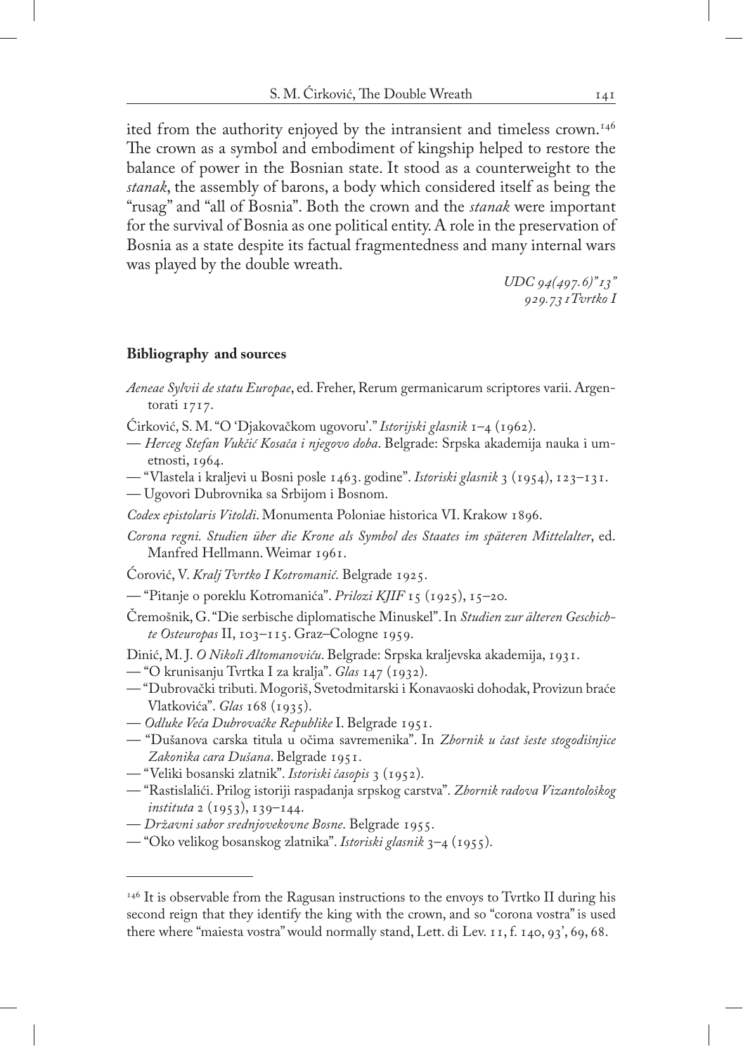ited from the authority enjoyed by the intransient and timeless crown.[146] The crown as a symbol and embodiment of kingship helped to restore the balance of power in the Bosnian state. It stood as a counterweight to the *stanak*, the assembly of barons, a body which considered itself as being the "rusag" and "all of Bosnia". Both the crown and the *stanak* were important for the survival of Bosnia as one political entity. A role in the preservation of Bosnia as a state despite its factual fragmentedness and many internal wars was played by the double wreath.

*UDC 94(497.6)"13"*
*929.731Tvrtko I*

**Bibliography and sources**

*Aeneae Sylvii de statu Europae*, ed. Freher, Rerum germanicarum scriptores varii. Argentorati 1717.

Ćirković, S. M. "O 'Djakovačkom ugovoru'." *Istorijski glasnik* 1–4 (1962).

— *Herceg Stefan Vukčić Kosača i njegovo doba*. Belgrade: Srpska akademija nauka i umetnosti, 1964.

— "Vlastela i kraljevi u Bosni posle 1463. godine". *Istoriski glasnik* 3 (1954), 123–131.

— Ugovori Dubrovnika sa Srbijom i Bosnom.

*Codex epistolaris Vitoldi*. Monumenta Poloniae historica VI. Krakow 1896.

*Corona regni. Studien über die Krone als Symbol des Staates im späteren Mittelalter*, ed. Manfred Hellmann. Weimar 1961.

Ćorović, V. *Kralj Tvrtko I Kotromanić*. Belgrade 1925.

— "Pitanje o poreklu Kotromanića". *Prilozi KJIF* 15 (1925), 15–20.

Čremošnik, G. "Die serbische diplomatische Minuskel". In *Studien zur älteren Geschichte Osteuropas* II, 103–115. Graz–Cologne 1959.

Dinić, M. J. *O Nikoli Altomanoviću*. Belgrade: Srpska kraljevska akademija, 1931.

— "O krunisanju Tvrtka I za kralja". *Glas* 147 (1932).

— "Dubrovački tributi. Mogoriš, Svetodmitarski i Konavaoski dohodak, Provizun braće Vlatkovića". *Glas* 168 (1935).

— *Odluke Veća Dubrovačke Republike* I. Belgrade 1951.

— "Dušanova carska titula u očima savremenika". In *Zbornik u čast šeste stogodišnjice Zakonika cara Dušana*. Belgrade 1951.

— "Veliki bosanski zlatnik". *Istoriski časopis* 3 (1952).

— "Rastislalići. Prilog istoriji raspadanja srpskog carstva". *Zbornik radova Vizantološkog instituta* 2 (1953), 139–144.

— *Državni sabor srednjovekovne Bosne*. Belgrade 1955.

— "Oko velikog bosanskog zlatnika". *Istoriski glasnik* 3–4 (1955).

---

[146] It is observable from the Ragusan instructions to the envoys to Tvrtko II during his second reign that they identify the king with the crown, and so "corona vostra" is used there where "maiesta vostra" would normally stand, Lett. di Lev. 11, f. 140, 93', 69, 68.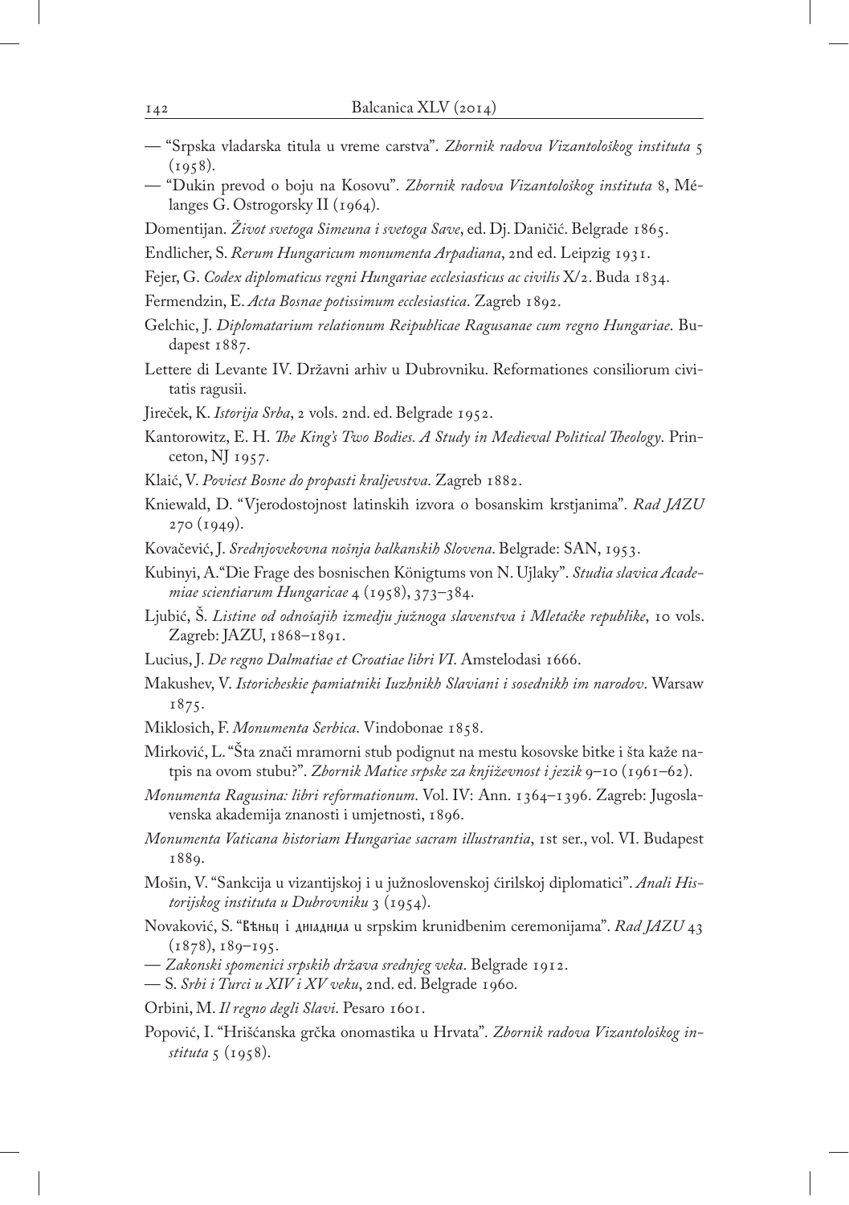— "Srpska vladarska titula u vreme carstva". *Zbornik radova Vizantološkog instituta* 5 (1958).

— "Dukin prevod o boju na Kosovu". *Zbornik radova Vizantološkog instituta* 8, Mélanges G. Ostrogorsky II (1964).

Domentijan. *Život svetoga Simeuna i svetoga Save*, ed. Dj. Daničić. Belgrade 1865.

Endlicher, S. *Rerum Hungaricum monumenta Arpadiana*, 2nd ed. Leipzig 1931.

Fejer, G. *Codex diplomaticus regni Hungariae ecclesiasticus ac civilis* X/2. Buda 1834.

Fermendzin, E. *Acta Bosnae potissimum ecclesiastica*. Zagreb 1892.

Gelchic, J. *Diplomatarium relationum Reipublicae Ragusanae cum regno Hungariae*. Budapest 1887.

Lettere di Levante IV. Državni arhiv u Dubrovniku. Reformationes consiliorum civitatis ragusii.

Jireček, K. *Istorija Srba*, 2 vols. 2nd. ed. Belgrade 1952.

Kantorowitz, E. H. *The King's Two Bodies. A Study in Medieval Political Theology*. Princeton, NJ 1957.

Klaić, V. *Poviest Bosne do propasti kraljevstva*. Zagreb 1882.

Kniewald, D. "Vjerodostojnost latinskih izvora o bosanskim krstjanima". *Rad JAZU* 270 (1949).

Kovačević, J. *Srednjovekovna nošnja balkanskih Slovena*. Belgrade: SAN, 1953.

Kubinyi, A."Die Frage des bosnischen Königtums von N. Ujlaky". *Studia slavica Academiae scientiarum Hungaricae* 4 (1958), 373–384.

Ljubić, Š. *Listine od odnošajih izmedju južnoga slavenstva i Mletačke republike*, 10 vols. Zagreb: JAZU, 1868–1891.

Lucius, J. *De regno Dalmatiae et Croatiae libri VI*. Amstelodasi 1666.

Makushev, V. *Istoricheskie pamiatniki Iuzhnikh Slaviani i sosednikh im narodov*. Warsaw 1875.

Miklosich, F. *Monumenta Serbica*. Vindobonae 1858.

Mirković, L. "Šta znači mramorni stub podignut na mestu kosovske bitke i šta kaže natpis na ovom stubu?". *Zbornik Matice srpske za knjiženvnost i jezik* 9–10 (1961–62).

*Monumenta Ragusina: libri reformationum*. Vol. IV: Ann. 1364–1396. Zagreb: Jugoslavenska akademija znanosti i umjetnosti, 1896.

*Monumenta Vaticana historiam Hungariae sacram illustrantia*, 1st ser., vol. VI. Budapest 1889.

Mošin, V. "Sankcija u vizantijskoj i u južnoslovenskoj ćirilskoj diplomatici". *Anali Historijskog instituta u Dubrovniku* 3 (1954).

Novaković, S. "Вѣньц і дніадима u srpskim krunidbenim ceremonijama". *Rad JAZU* 43 (1878), 189–195.

— *Zakonski spomenici srpskih država srednjeg veka*. Belgrade 1912.

— S. *Srbi i Turci u XIV i XV veku*, 2nd. ed. Belgrade 1960.

Orbini, M. *Il regno degli Slavi*. Pesaro 1601.

Popović, I. "Hrišćanska grčka onomastika u Hrvata". *Zbornik radova Vizantološkog instituta* 5 (1958).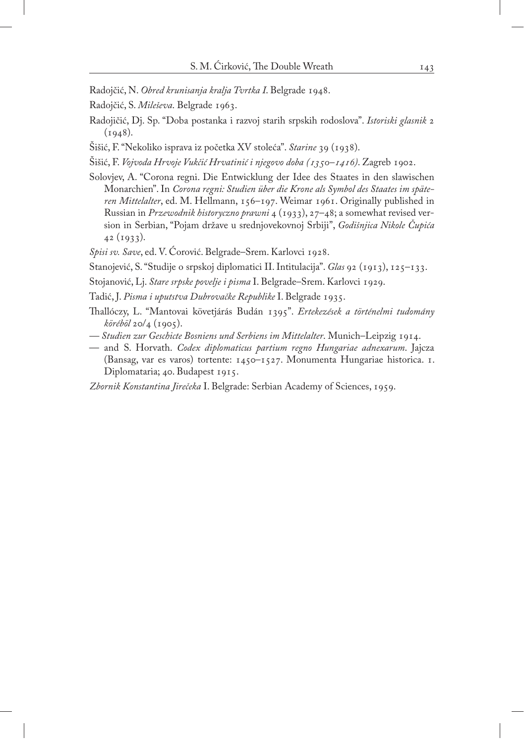Radojčić, N. *Obred krunisanja kralja Tvrtka I*. Belgrade 1948.

Radojčić, S. *Mileševa*. Belgrade 1963.

Radojičić, Dj. Sp. "Doba postanka i razvoj starih srpskih rodoslova". *Istoriski glasnik* 2 (1948).

Šišić, F. "Nekoliko isprava iz početka XV stoleća". *Starine* 39 (1938).

Šišić, F. *Vojvoda Hrvoje Vukčić Hrvatinić i njegovo doba (1350–1416)*. Zagreb 1902.

Solovjev, A. "Corona regni. Die Entwicklung der Idee des Staates in den slawischen Monarchien". In *Corona regni: Studien über die Krone als Symbol des Staates im späteren Mittelalter*, ed. M. Hellmann, 156–197. Weimar 1961. Originally published in Russian in *Przewodnik historyczno prawni* 4 (1933), 27–48; a somewhat revised version in Serbian, "Pojam države u srednjovekovnoj Srbiji", *Godišnjica Nikole Čupića* 42 (1933).

*Spisi sv. Save*, ed. V. Ćorović. Belgrade–Srem. Karlovci 1928.

Stanojević, S. "Studije o srpskoj diplomatici II. Intitulacija". *Glas* 92 (1913), 125–133.

Stojanović, Lj. *Stare srpske povelje i pisma* I. Belgrade–Srem. Karlovci 1929.

Tadić, J. *Pisma i uputstva Dubrovačke Republike* I. Belgrade 1935.

Thallóczy, L. "Mantovai követjárás Budán 1395". *Ertekezések a történelmi tudomány köréből* 20/4 (1905).

— *Studien zur Geschicte Bosniens und Serbiens im Mittelalter*. Munich–Leipzig 1914.

— and S. Horvath. *Codex diplomaticus partium regno Hungariae adnexarum*. Jajcza (Bansag, var es varos) tortente: 1450–1527. Monumenta Hungariae historica. 1. Diplomataria; 40. Budapest 1915.

*Zbornik Konstantina Jirečeka* I. Belgrade: Serbian Academy of Sciences, 1959.